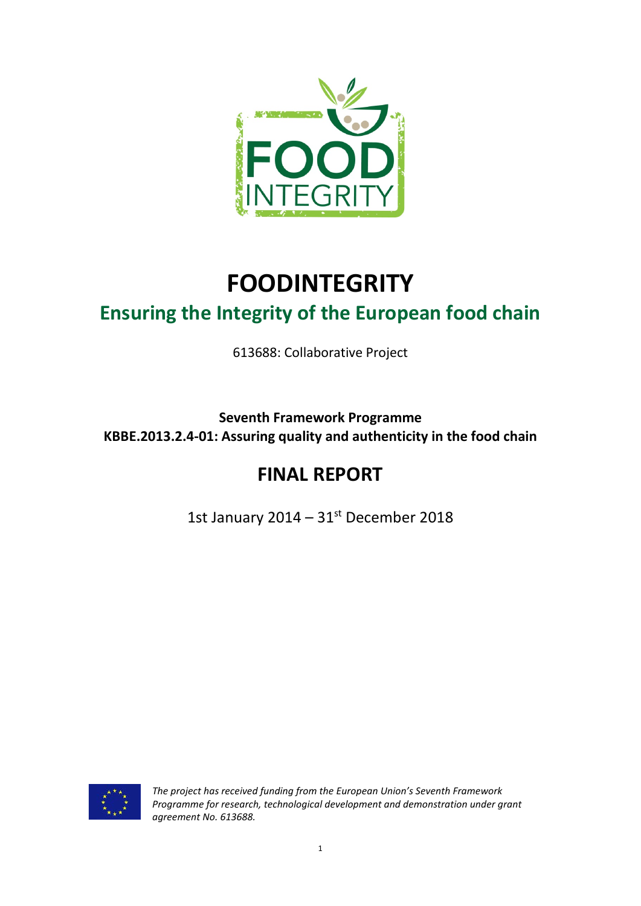# FOODINTEGRITY

## Ensuring the Integrity of the European food chain

613688: Collaborative Project

**Seventh Framework Programme**
**KBBE.2013.2.4-01: Assuring quality and authenticity in the food chain**

## FINAL REPORT

1st January 2014 – 31st December 2018

*The project has received funding from the European Union's Seventh Framework Programme for research, technological development and demonstration under grant agreement No. 613688.*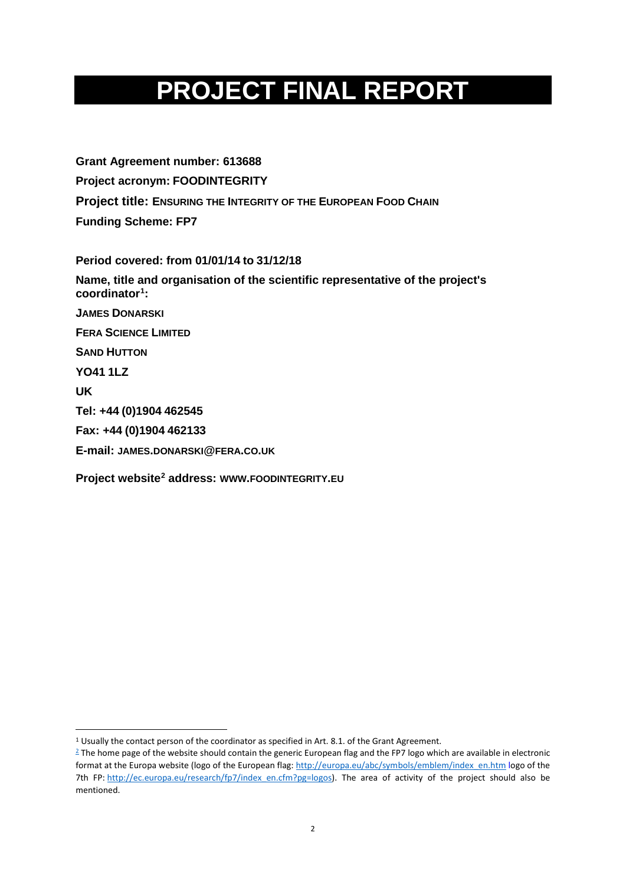# PROJECT FINAL REPORT

**Grant Agreement number: 613688**

**Project acronym: FOODINTEGRITY**

**Project title: ENSURING THE INTEGRITY OF THE EUROPEAN FOOD CHAIN**

**Funding Scheme: FP7**

**Period covered: from 01/01/14 to 31/12/18**

**Name, title and organisation of the scientific representative of the project's coordinator[1]:**

**JAMES DONARSKI**

**FERA SCIENCE LIMITED**

**SAND HUTTON**

**YO41 1LZ**

**UK**

**Tel: +44 (0)1904 462545**

**Fax: +44 (0)1904 462133**

**E-mail: JAMES.DONARSKI@FERA.CO.UK**

**Project website[2] address: WWW.FOODINTEGRITY.EU**

---

[1] Usually the contact person of the coordinator as specified in Art. 8.1. of the Grant Agreement.

[2] The home page of the website should contain the generic European flag and the FP7 logo which are available in electronic format at the Europa website (logo of the European flag: http://europa.eu/abc/symbols/emblem/index_en.htm logo of the 7th FP: http://ec.europa.eu/research/fp7/index_en.cfm?pg=logos). The area of activity of the project should also be mentioned.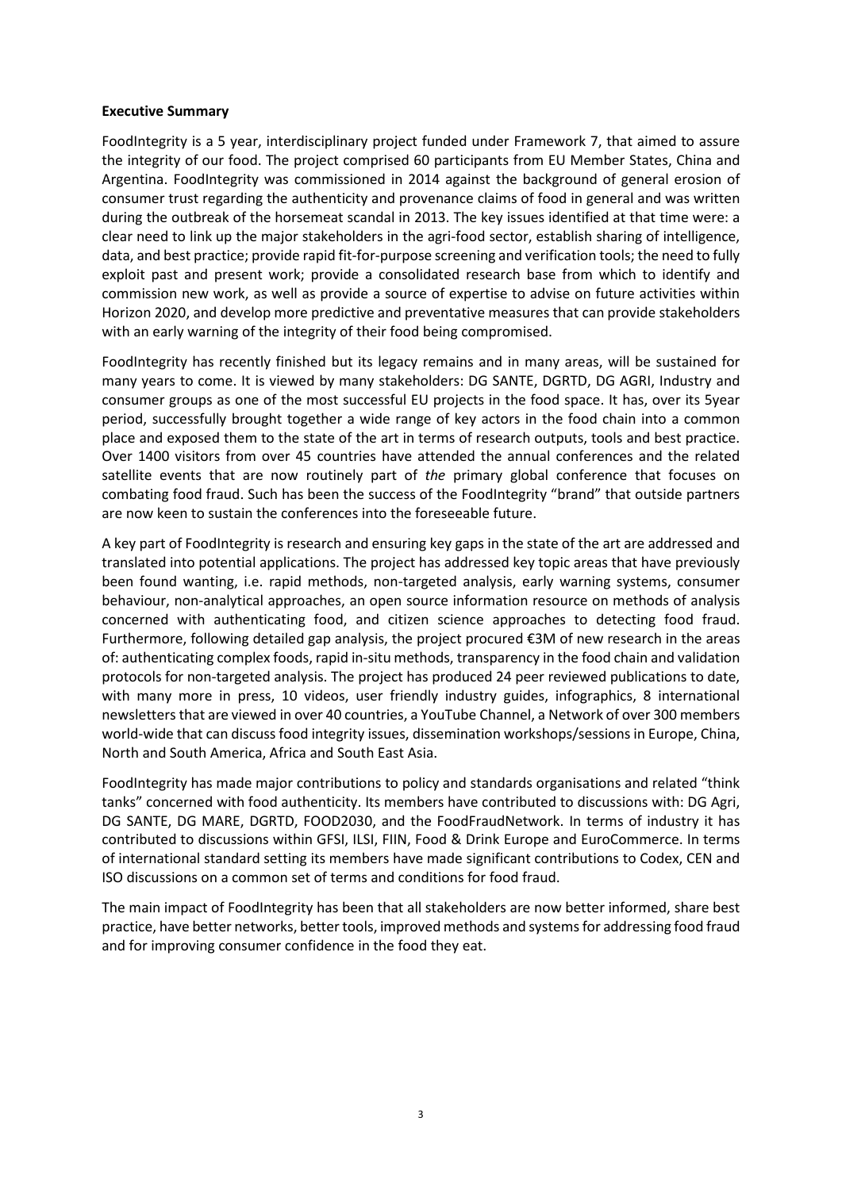**Executive Summary**

FoodIntegrity is a 5 year, interdisciplinary project funded under Framework 7, that aimed to assure the integrity of our food. The project comprised 60 participants from EU Member States, China and Argentina. FoodIntegrity was commissioned in 2014 against the background of general erosion of consumer trust regarding the authenticity and provenance claims of food in general and was written during the outbreak of the horsemeat scandal in 2013. The key issues identified at that time were: a clear need to link up the major stakeholders in the agri-food sector, establish sharing of intelligence, data, and best practice; provide rapid fit-for-purpose screening and verification tools; the need to fully exploit past and present work; provide a consolidated research base from which to identify and commission new work, as well as provide a source of expertise to advise on future activities within Horizon 2020, and develop more predictive and preventative measures that can provide stakeholders with an early warning of the integrity of their food being compromised.

FoodIntegrity has recently finished but its legacy remains and in many areas, will be sustained for many years to come. It is viewed by many stakeholders: DG SANTE, DGRTD, DG AGRI, Industry and consumer groups as one of the most successful EU projects in the food space. It has, over its 5year period, successfully brought together a wide range of key actors in the food chain into a common place and exposed them to the state of the art in terms of research outputs, tools and best practice. Over 1400 visitors from over 45 countries have attended the annual conferences and the related satellite events that are now routinely part of *the* primary global conference that focuses on combating food fraud. Such has been the success of the FoodIntegrity "brand" that outside partners are now keen to sustain the conferences into the foreseeable future.

A key part of FoodIntegrity is research and ensuring key gaps in the state of the art are addressed and translated into potential applications. The project has addressed key topic areas that have previously been found wanting, i.e. rapid methods, non-targeted analysis, early warning systems, consumer behaviour, non-analytical approaches, an open source information resource on methods of analysis concerned with authenticating food, and citizen science approaches to detecting food fraud. Furthermore, following detailed gap analysis, the project procured €3M of new research in the areas of: authenticating complex foods, rapid in-situ methods, transparency in the food chain and validation protocols for non-targeted analysis. The project has produced 24 peer reviewed publications to date, with many more in press, 10 videos, user friendly industry guides, infographics, 8 international newsletters that are viewed in over 40 countries, a YouTube Channel, a Network of over 300 members world-wide that can discuss food integrity issues, dissemination workshops/sessions in Europe, China, North and South America, Africa and South East Asia.

FoodIntegrity has made major contributions to policy and standards organisations and related "think tanks" concerned with food authenticity. Its members have contributed to discussions with: DG Agri, DG SANTE, DG MARE, DGRTD, FOOD2030, and the FoodFraudNetwork. In terms of industry it has contributed to discussions within GFSI, ILSI, FIIN, Food & Drink Europe and EuroCommerce. In terms of international standard setting its members have made significant contributions to Codex, CEN and ISO discussions on a common set of terms and conditions for food fraud.

The main impact of FoodIntegrity has been that all stakeholders are now better informed, share best practice, have better networks, better tools, improved methods and systems for addressing food fraud and for improving consumer confidence in the food they eat.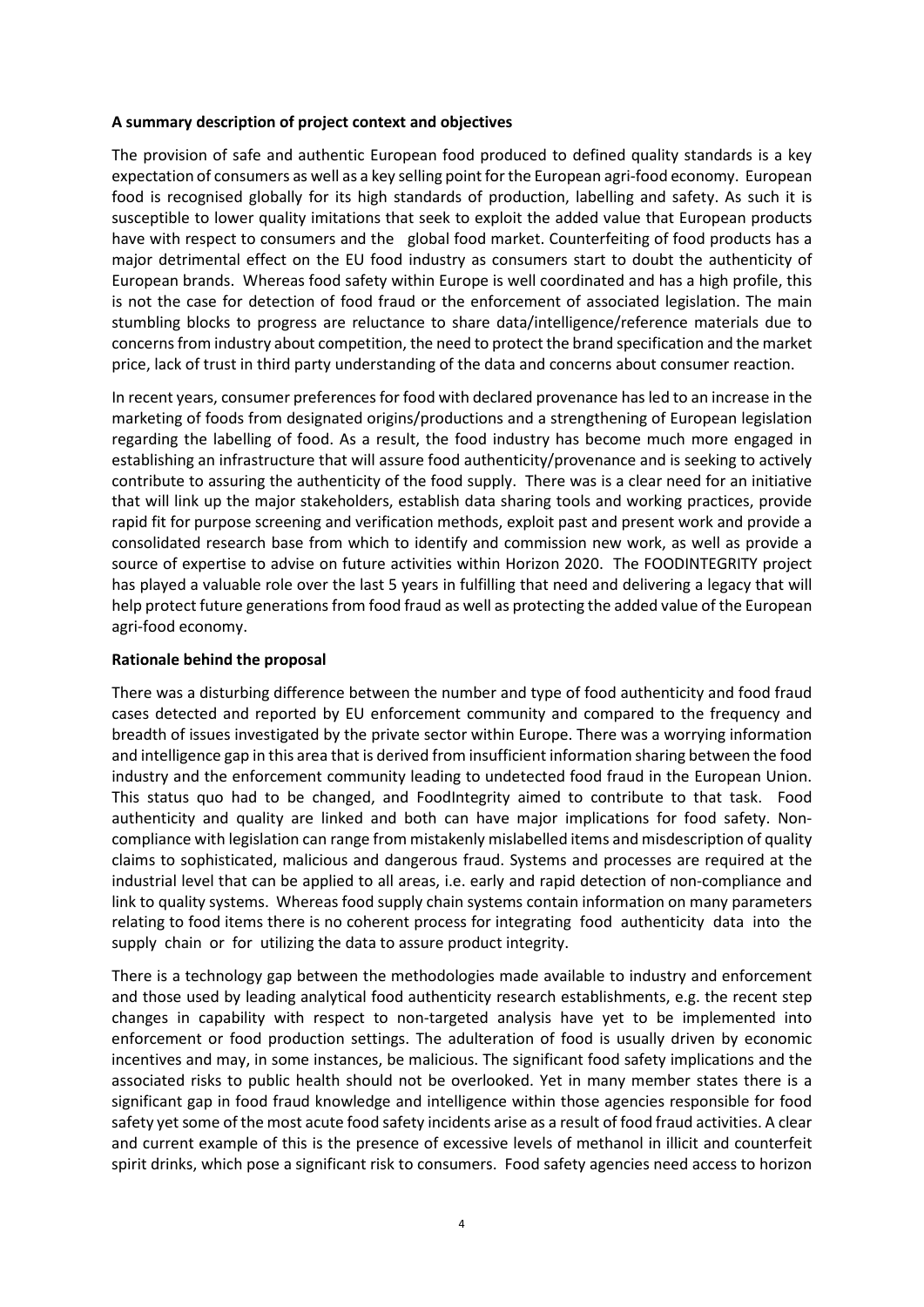**A summary description of project context and objectives**

The provision of safe and authentic European food produced to defined quality standards is a key expectation of consumers as well as a key selling point for the European agri-food economy. European food is recognised globally for its high standards of production, labelling and safety. As such it is susceptible to lower quality imitations that seek to exploit the added value that European products have with respect to consumers and the global food market. Counterfeiting of food products has a major detrimental effect on the EU food industry as consumers start to doubt the authenticity of European brands. Whereas food safety within Europe is well coordinated and has a high profile, this is not the case for detection of food fraud or the enforcement of associated legislation. The main stumbling blocks to progress are reluctance to share data/intelligence/reference materials due to concerns from industry about competition, the need to protect the brand specification and the market price, lack of trust in third party understanding of the data and concerns about consumer reaction.

In recent years, consumer preferences for food with declared provenance has led to an increase in the marketing of foods from designated origins/productions and a strengthening of European legislation regarding the labelling of food. As a result, the food industry has become much more engaged in establishing an infrastructure that will assure food authenticity/provenance and is seeking to actively contribute to assuring the authenticity of the food supply. There was is a clear need for an initiative that will link up the major stakeholders, establish data sharing tools and working practices, provide rapid fit for purpose screening and verification methods, exploit past and present work and provide a consolidated research base from which to identify and commission new work, as well as provide a source of expertise to advise on future activities within Horizon 2020. The FOODINTEGRITY project has played a valuable role over the last 5 years in fulfilling that need and delivering a legacy that will help protect future generations from food fraud as well as protecting the added value of the European agri-food economy.

**Rationale behind the proposal**

There was a disturbing difference between the number and type of food authenticity and food fraud cases detected and reported by EU enforcement community and compared to the frequency and breadth of issues investigated by the private sector within Europe. There was a worrying information and intelligence gap in this area that is derived from insufficient information sharing between the food industry and the enforcement community leading to undetected food fraud in the European Union. This status quo had to be changed, and FoodIntegrity aimed to contribute to that task. Food authenticity and quality are linked and both can have major implications for food safety. Non-compliance with legislation can range from mistakenly mislabelled items and misdescription of quality claims to sophisticated, malicious and dangerous fraud. Systems and processes are required at the industrial level that can be applied to all areas, i.e. early and rapid detection of non-compliance and link to quality systems. Whereas food supply chain systems contain information on many parameters relating to food items there is no coherent process for integrating food authenticity data into the supply chain or for utilizing the data to assure product integrity.

There is a technology gap between the methodologies made available to industry and enforcement and those used by leading analytical food authenticity research establishments, e.g. the recent step changes in capability with respect to non-targeted analysis have yet to be implemented into enforcement or food production settings. The adulteration of food is usually driven by economic incentives and may, in some instances, be malicious. The significant food safety implications and the associated risks to public health should not be overlooked. Yet in many member states there is a significant gap in food fraud knowledge and intelligence within those agencies responsible for food safety yet some of the most acute food safety incidents arise as a result of food fraud activities. A clear and current example of this is the presence of excessive levels of methanol in illicit and counterfeit spirit drinks, which pose a significant risk to consumers. Food safety agencies need access to horizon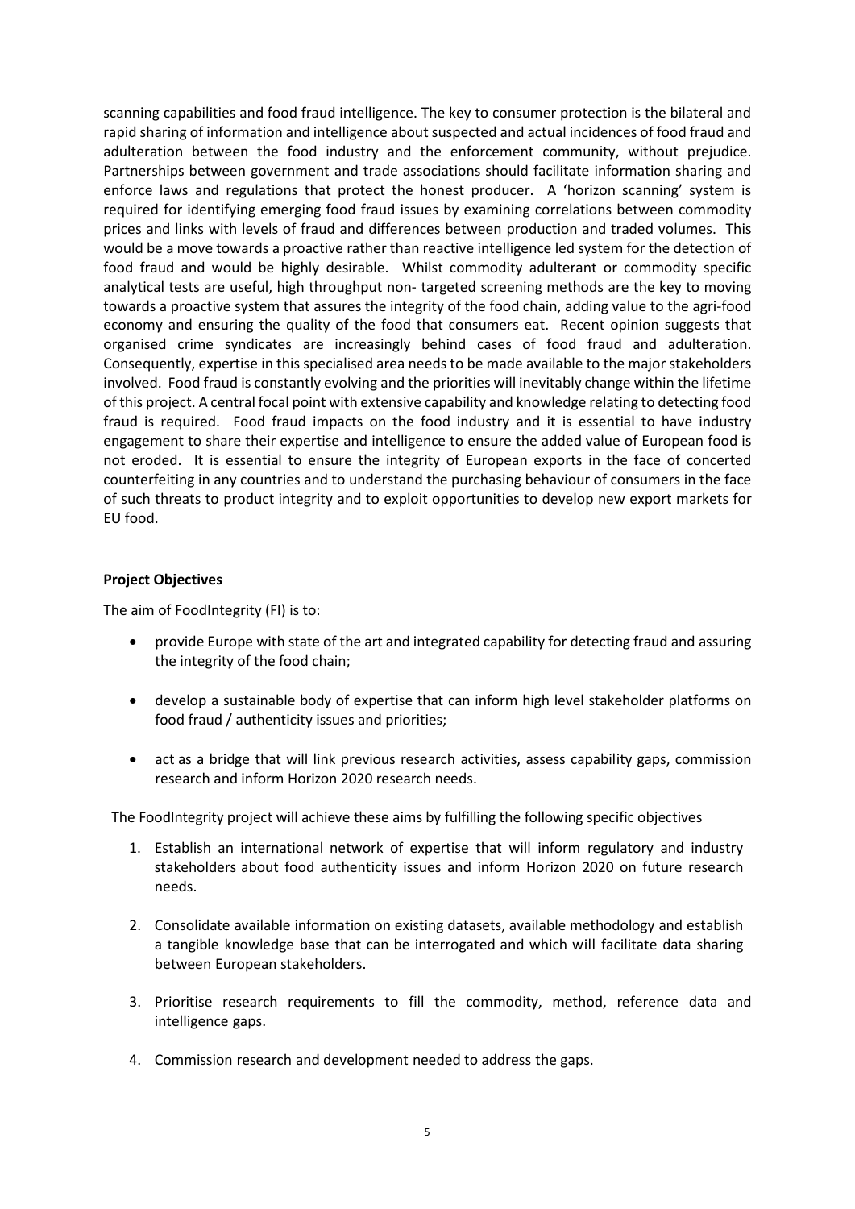scanning capabilities and food fraud intelligence. The key to consumer protection is the bilateral and rapid sharing of information and intelligence about suspected and actual incidences of food fraud and adulteration between the food industry and the enforcement community, without prejudice. Partnerships between government and trade associations should facilitate information sharing and enforce laws and regulations that protect the honest producer. A 'horizon scanning' system is required for identifying emerging food fraud issues by examining correlations between commodity prices and links with levels of fraud and differences between production and traded volumes. This would be a move towards a proactive rather than reactive intelligence led system for the detection of food fraud and would be highly desirable. Whilst commodity adulterant or commodity specific analytical tests are useful, high throughput non- targeted screening methods are the key to moving towards a proactive system that assures the integrity of the food chain, adding value to the agri-food economy and ensuring the quality of the food that consumers eat. Recent opinion suggests that organised crime syndicates are increasingly behind cases of food fraud and adulteration. Consequently, expertise in this specialised area needs to be made available to the major stakeholders involved. Food fraud is constantly evolving and the priorities will inevitably change within the lifetime of this project. A central focal point with extensive capability and knowledge relating to detecting food fraud is required. Food fraud impacts on the food industry and it is essential to have industry engagement to share their expertise and intelligence to ensure the added value of European food is not eroded. It is essential to ensure the integrity of European exports in the face of concerted counterfeiting in any countries and to understand the purchasing behaviour of consumers in the face of such threats to product integrity and to exploit opportunities to develop new export markets for EU food.

**Project Objectives**

The aim of FoodIntegrity (FI) is to:

- provide Europe with state of the art and integrated capability for detecting fraud and assuring the integrity of the food chain;
- develop a sustainable body of expertise that can inform high level stakeholder platforms on food fraud / authenticity issues and priorities;
- act as a bridge that will link previous research activities, assess capability gaps, commission research and inform Horizon 2020 research needs.

The FoodIntegrity project will achieve these aims by fulfilling the following specific objectives

1. Establish an international network of expertise that will inform regulatory and industry stakeholders about food authenticity issues and inform Horizon 2020 on future research needs.
2. Consolidate available information on existing datasets, available methodology and establish a tangible knowledge base that can be interrogated and which will facilitate data sharing between European stakeholders.
3. Prioritise research requirements to fill the commodity, method, reference data and intelligence gaps.
4. Commission research and development needed to address the gaps.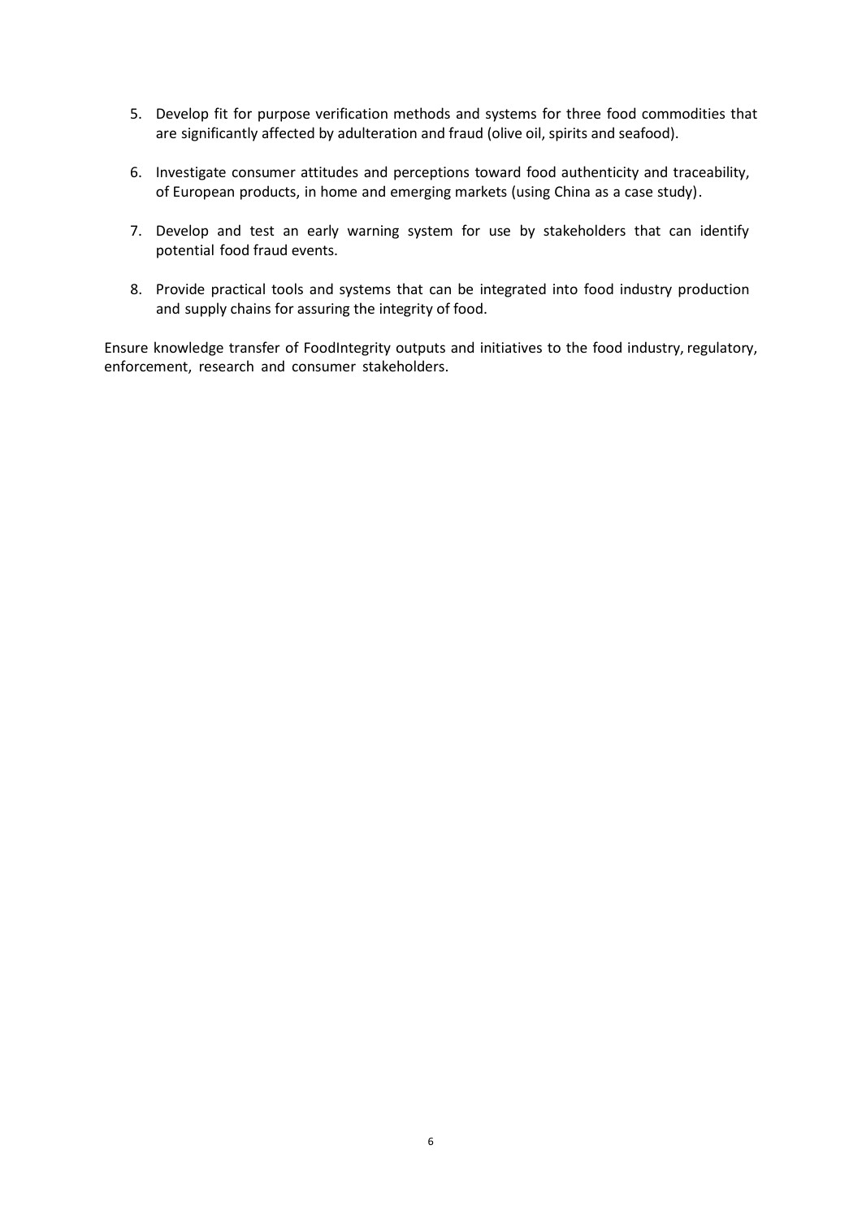5. Develop fit for purpose verification methods and systems for three food commodities that are significantly affected by adulteration and fraud (olive oil, spirits and seafood).

6. Investigate consumer attitudes and perceptions toward food authenticity and traceability, of European products, in home and emerging markets (using China as a case study).

7. Develop and test an early warning system for use by stakeholders that can identify potential food fraud events.

8. Provide practical tools and systems that can be integrated into food industry production and supply chains for assuring the integrity of food.

Ensure knowledge transfer of FoodIntegrity outputs and initiatives to the food industry, regulatory, enforcement, research and consumer stakeholders.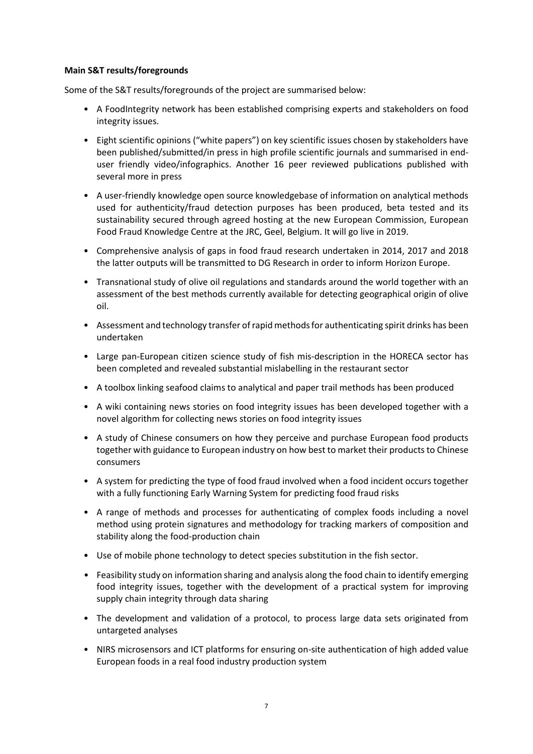**Main S&T results/foregrounds**

Some of the S&T results/foregrounds of the project are summarised below:

- A FoodIntegrity network has been established comprising experts and stakeholders on food integrity issues.
- Eight scientific opinions ("white papers") on key scientific issues chosen by stakeholders have been published/submitted/in press in high profile scientific journals and summarised in end-user friendly video/infographics. Another 16 peer reviewed publications published with several more in press
- A user-friendly knowledge open source knowledgebase of information on analytical methods used for authenticity/fraud detection purposes has been produced, beta tested and its sustainability secured through agreed hosting at the new European Commission, European Food Fraud Knowledge Centre at the JRC, Geel, Belgium. It will go live in 2019.
- Comprehensive analysis of gaps in food fraud research undertaken in 2014, 2017 and 2018 the latter outputs will be transmitted to DG Research in order to inform Horizon Europe.
- Transnational study of olive oil regulations and standards around the world together with an assessment of the best methods currently available for detecting geographical origin of olive oil.
- Assessment and technology transfer of rapid methods for authenticating spirit drinks has been undertaken
- Large pan-European citizen science study of fish mis-description in the HORECA sector has been completed and revealed substantial mislabelling in the restaurant sector
- A toolbox linking seafood claims to analytical and paper trail methods has been produced
- A wiki containing news stories on food integrity issues has been developed together with a novel algorithm for collecting news stories on food integrity issues
- A study of Chinese consumers on how they perceive and purchase European food products together with guidance to European industry on how best to market their products to Chinese consumers
- A system for predicting the type of food fraud involved when a food incident occurs together with a fully functioning Early Warning System for predicting food fraud risks
- A range of methods and processes for authenticating of complex foods including a novel method using protein signatures and methodology for tracking markers of composition and stability along the food-production chain
- Use of mobile phone technology to detect species substitution in the fish sector.
- Feasibility study on information sharing and analysis along the food chain to identify emerging food integrity issues, together with the development of a practical system for improving supply chain integrity through data sharing
- The development and validation of a protocol, to process large data sets originated from untargeted analyses
- NIRS microsensors and ICT platforms for ensuring on-site authentication of high added value European foods in a real food industry production system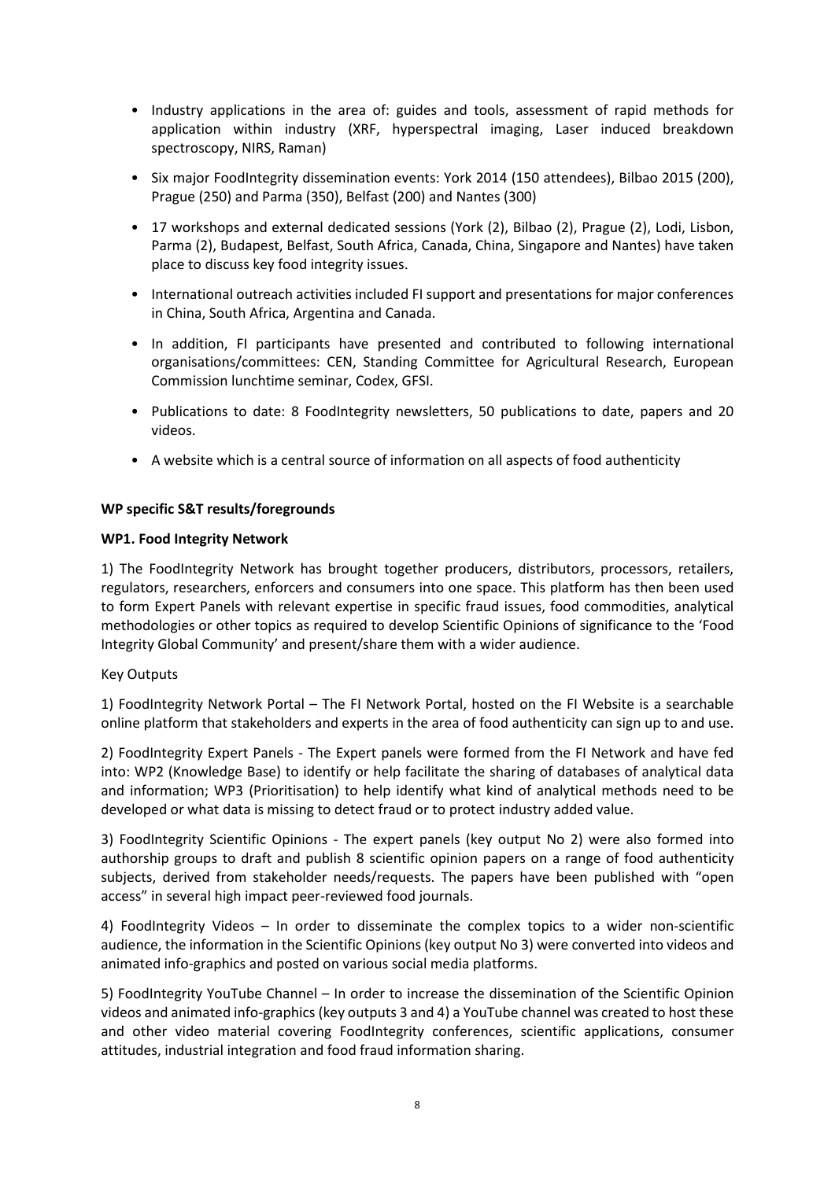- Industry applications in the area of: guides and tools, assessment of rapid methods for application within industry (XRF, hyperspectral imaging, Laser induced breakdown spectroscopy, NIRS, Raman)
- Six major FoodIntegrity dissemination events: York 2014 (150 attendees), Bilbao 2015 (200), Prague (250) and Parma (350), Belfast (200) and Nantes (300)
- 17 workshops and external dedicated sessions (York (2), Bilbao (2), Prague (2), Lodi, Lisbon, Parma (2), Budapest, Belfast, South Africa, Canada, China, Singapore and Nantes) have taken place to discuss key food integrity issues.
- International outreach activities included FI support and presentations for major conferences in China, South Africa, Argentina and Canada.
- In addition, FI participants have presented and contributed to following international organisations/committees: CEN, Standing Committee for Agricultural Research, European Commission lunchtime seminar, Codex, GFSI.
- Publications to date: 8 FoodIntegrity newsletters, 50 publications to date, papers and 20 videos.
- A website which is a central source of information on all aspects of food authenticity

**WP specific S&T results/foregrounds**

**WP1. Food Integrity Network**

1) The FoodIntegrity Network has brought together producers, distributors, processors, retailers, regulators, researchers, enforcers and consumers into one space. This platform has then been used to form Expert Panels with relevant expertise in specific fraud issues, food commodities, analytical methodologies or other topics as required to develop Scientific Opinions of significance to the 'Food Integrity Global Community' and present/share them with a wider audience.

Key Outputs

1) FoodIntegrity Network Portal – The FI Network Portal, hosted on the FI Website is a searchable online platform that stakeholders and experts in the area of food authenticity can sign up to and use.

2) FoodIntegrity Expert Panels - The Expert panels were formed from the FI Network and have fed into: WP2 (Knowledge Base) to identify or help facilitate the sharing of databases of analytical data and information; WP3 (Prioritisation) to help identify what kind of analytical methods need to be developed or what data is missing to detect fraud or to protect industry added value.

3) FoodIntegrity Scientific Opinions - The expert panels (key output No 2) were also formed into authorship groups to draft and publish 8 scientific opinion papers on a range of food authenticity subjects, derived from stakeholder needs/requests. The papers have been published with "open access" in several high impact peer-reviewed food journals.

4) FoodIntegrity Videos – In order to disseminate the complex topics to a wider non-scientific audience, the information in the Scientific Opinions (key output No 3) were converted into videos and animated info-graphics and posted on various social media platforms.

5) FoodIntegrity YouTube Channel – In order to increase the dissemination of the Scientific Opinion videos and animated info-graphics (key outputs 3 and 4) a YouTube channel was created to host these and other video material covering FoodIntegrity conferences, scientific applications, consumer attitudes, industrial integration and food fraud information sharing.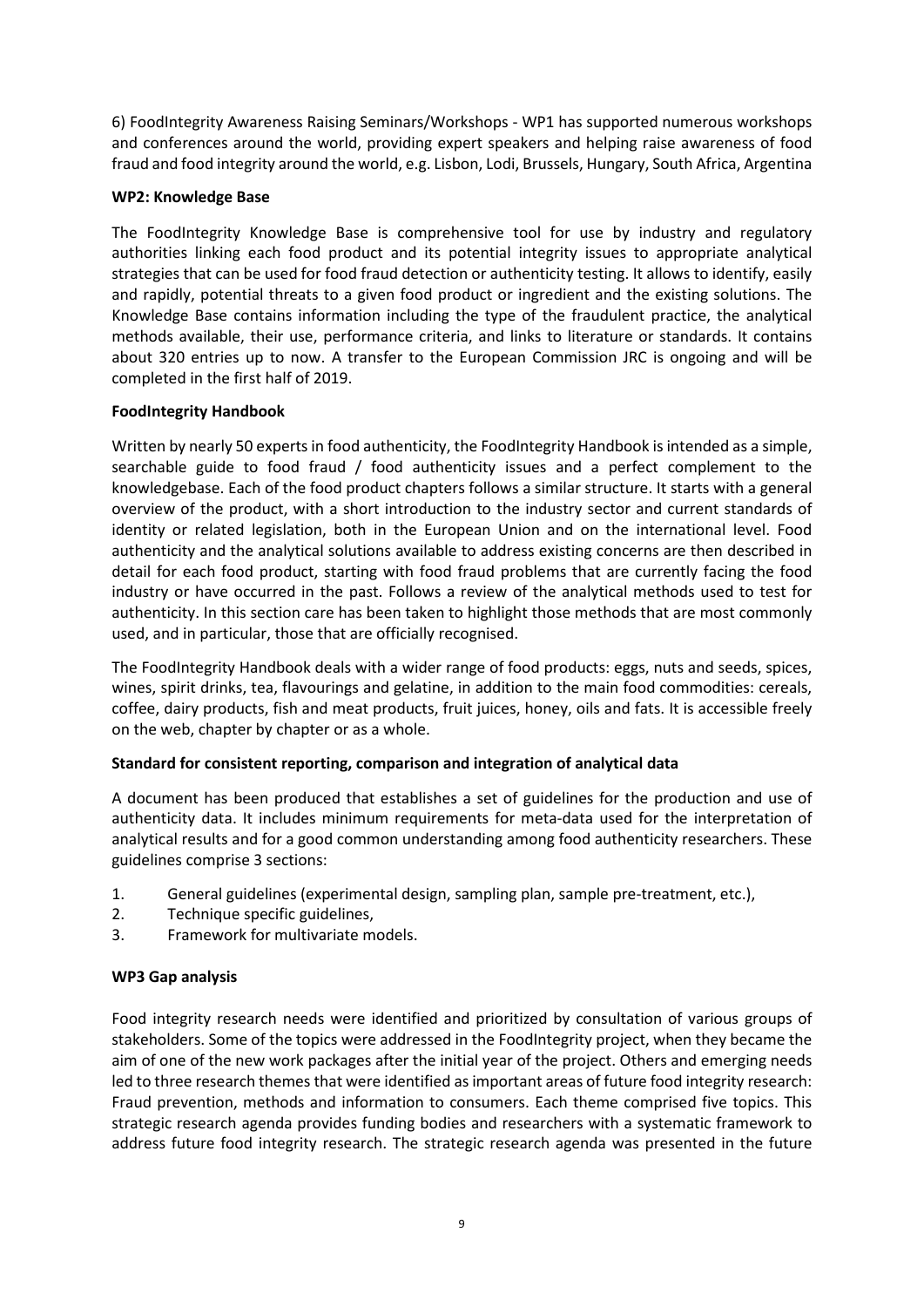6) FoodIntegrity Awareness Raising Seminars/Workshops - WP1 has supported numerous workshops and conferences around the world, providing expert speakers and helping raise awareness of food fraud and food integrity around the world, e.g. Lisbon, Lodi, Brussels, Hungary, South Africa, Argentina

**WP2: Knowledge Base**

The FoodIntegrity Knowledge Base is comprehensive tool for use by industry and regulatory authorities linking each food product and its potential integrity issues to appropriate analytical strategies that can be used for food fraud detection or authenticity testing. It allows to identify, easily and rapidly, potential threats to a given food product or ingredient and the existing solutions. The Knowledge Base contains information including the type of the fraudulent practice, the analytical methods available, their use, performance criteria, and links to literature or standards. It contains about 320 entries up to now. A transfer to the European Commission JRC is ongoing and will be completed in the first half of 2019.

**FoodIntegrity Handbook**

Written by nearly 50 experts in food authenticity, the FoodIntegrity Handbook is intended as a simple, searchable guide to food fraud / food authenticity issues and a perfect complement to the knowledgebase. Each of the food product chapters follows a similar structure. It starts with a general overview of the product, with a short introduction to the industry sector and current standards of identity or related legislation, both in the European Union and on the international level. Food authenticity and the analytical solutions available to address existing concerns are then described in detail for each food product, starting with food fraud problems that are currently facing the food industry or have occurred in the past. Follows a review of the analytical methods used to test for authenticity. In this section care has been taken to highlight those methods that are most commonly used, and in particular, those that are officially recognised.

The FoodIntegrity Handbook deals with a wider range of food products: eggs, nuts and seeds, spices, wines, spirit drinks, tea, flavourings and gelatine, in addition to the main food commodities: cereals, coffee, dairy products, fish and meat products, fruit juices, honey, oils and fats. It is accessible freely on the web, chapter by chapter or as a whole.

**Standard for consistent reporting, comparison and integration of analytical data**

A document has been produced that establishes a set of guidelines for the production and use of authenticity data. It includes minimum requirements for meta-data used for the interpretation of analytical results and for a good common understanding among food authenticity researchers. These guidelines comprise 3 sections:

1. General guidelines (experimental design, sampling plan, sample pre-treatment, etc.),
2. Technique specific guidelines,
3. Framework for multivariate models.

**WP3 Gap analysis**

Food integrity research needs were identified and prioritized by consultation of various groups of stakeholders. Some of the topics were addressed in the FoodIntegrity project, when they became the aim of one of the new work packages after the initial year of the project. Others and emerging needs led to three research themes that were identified as important areas of future food integrity research: Fraud prevention, methods and information to consumers. Each theme comprised five topics. This strategic research agenda provides funding bodies and researchers with a systematic framework to address future food integrity research. The strategic research agenda was presented in the future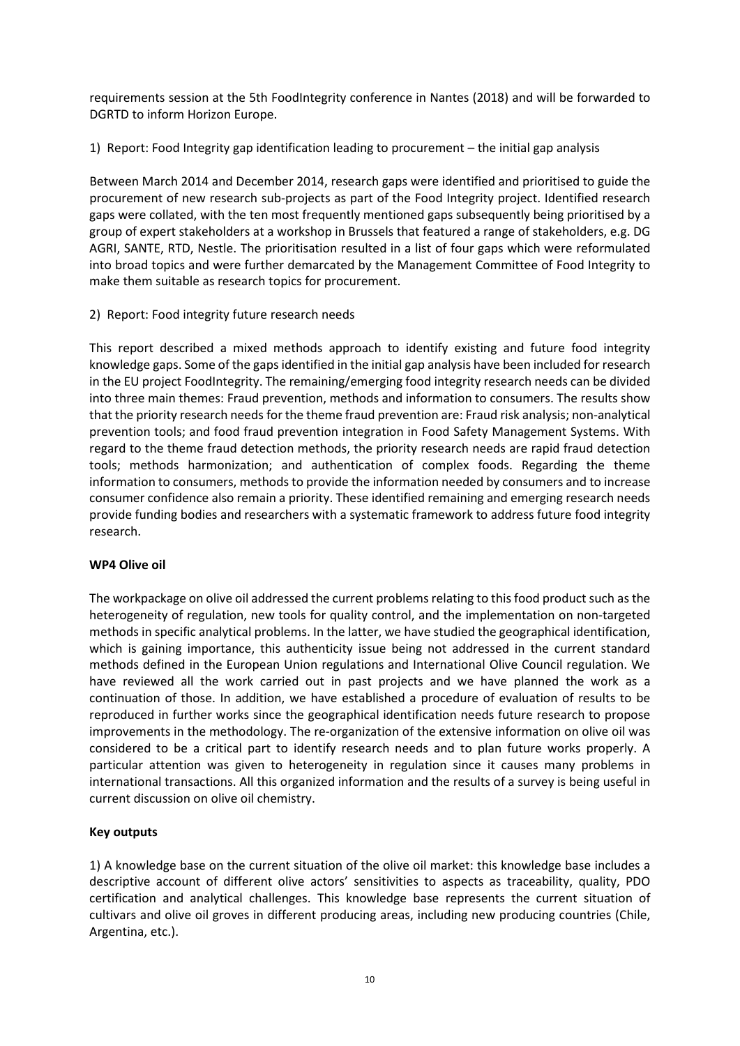requirements session at the 5th FoodIntegrity conference in Nantes (2018) and will be forwarded to DGRTD to inform Horizon Europe.

1) Report: Food Integrity gap identification leading to procurement – the initial gap analysis

Between March 2014 and December 2014, research gaps were identified and prioritised to guide the procurement of new research sub-projects as part of the Food Integrity project. Identified research gaps were collated, with the ten most frequently mentioned gaps subsequently being prioritised by a group of expert stakeholders at a workshop in Brussels that featured a range of stakeholders, e.g. DG AGRI, SANTE, RTD, Nestle. The prioritisation resulted in a list of four gaps which were reformulated into broad topics and were further demarcated by the Management Committee of Food Integrity to make them suitable as research topics for procurement.

2) Report: Food integrity future research needs

This report described a mixed methods approach to identify existing and future food integrity knowledge gaps. Some of the gaps identified in the initial gap analysis have been included for research in the EU project FoodIntegrity. The remaining/emerging food integrity research needs can be divided into three main themes: Fraud prevention, methods and information to consumers. The results show that the priority research needs for the theme fraud prevention are: Fraud risk analysis; non-analytical prevention tools; and food fraud prevention integration in Food Safety Management Systems. With regard to the theme fraud detection methods, the priority research needs are rapid fraud detection tools; methods harmonization; and authentication of complex foods. Regarding the theme information to consumers, methods to provide the information needed by consumers and to increase consumer confidence also remain a priority. These identified remaining and emerging research needs provide funding bodies and researchers with a systematic framework to address future food integrity research.

**WP4 Olive oil**

The workpackage on olive oil addressed the current problems relating to this food product such as the heterogeneity of regulation, new tools for quality control, and the implementation on non-targeted methods in specific analytical problems. In the latter, we have studied the geographical identification, which is gaining importance, this authenticity issue being not addressed in the current standard methods defined in the European Union regulations and International Olive Council regulation. We have reviewed all the work carried out in past projects and we have planned the work as a continuation of those. In addition, we have established a procedure of evaluation of results to be reproduced in further works since the geographical identification needs future research to propose improvements in the methodology. The re-organization of the extensive information on olive oil was considered to be a critical part to identify research needs and to plan future works properly. A particular attention was given to heterogeneity in regulation since it causes many problems in international transactions. All this organized information and the results of a survey is being useful in current discussion on olive oil chemistry.

**Key outputs**

1) A knowledge base on the current situation of the olive oil market: this knowledge base includes a descriptive account of different olive actors' sensitivities to aspects as traceability, quality, PDO certification and analytical challenges. This knowledge base represents the current situation of cultivars and olive oil groves in different producing areas, including new producing countries (Chile, Argentina, etc.).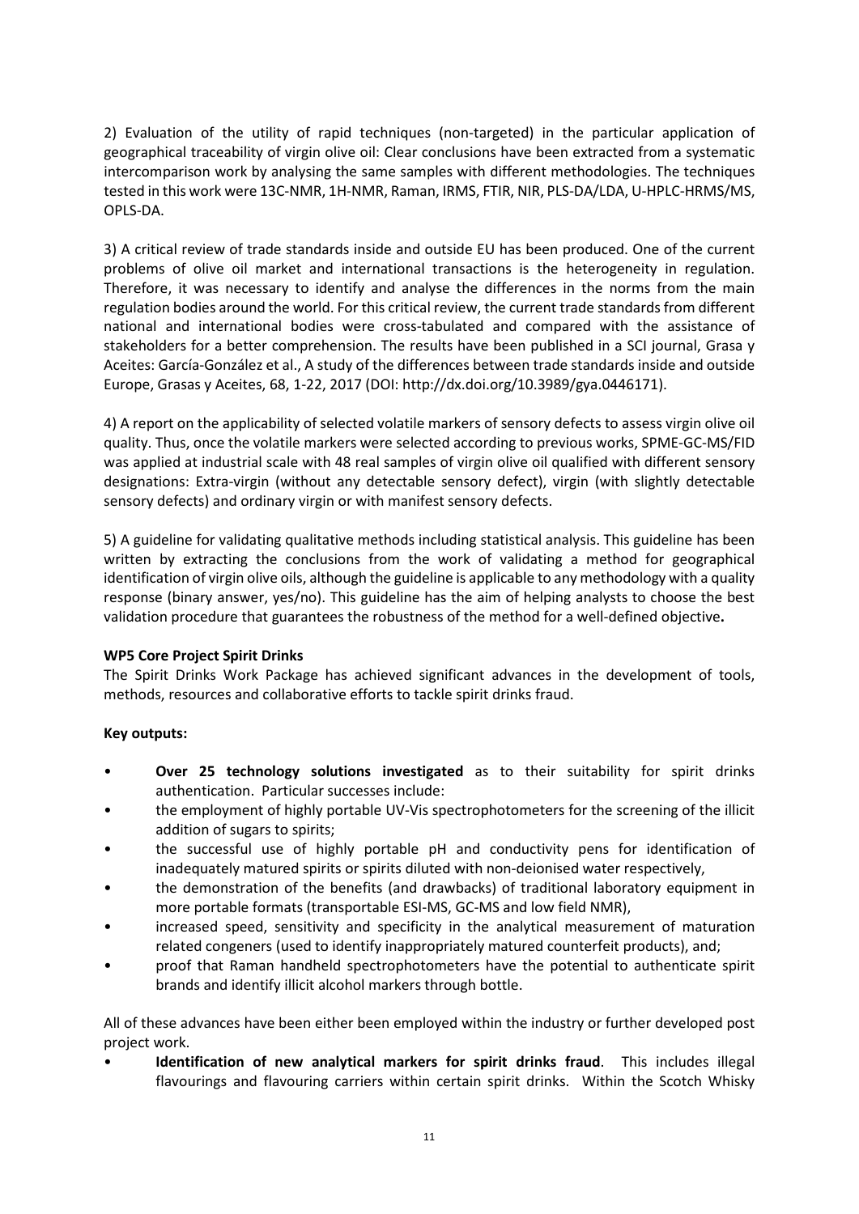2) Evaluation of the utility of rapid techniques (non-targeted) in the particular application of geographical traceability of virgin olive oil: Clear conclusions have been extracted from a systematic intercomparison work by analysing the same samples with different methodologies. The techniques tested in this work were 13C-NMR, 1H-NMR, Raman, IRMS, FTIR, NIR, PLS-DA/LDA, U-HPLC-HRMS/MS, OPLS-DA.

3) A critical review of trade standards inside and outside EU has been produced. One of the current problems of olive oil market and international transactions is the heterogeneity in regulation. Therefore, it was necessary to identify and analyse the differences in the norms from the main regulation bodies around the world. For this critical review, the current trade standards from different national and international bodies were cross-tabulated and compared with the assistance of stakeholders for a better comprehension. The results have been published in a SCI journal, Grasa y Aceites: García-González et al., A study of the differences between trade standards inside and outside Europe, Grasas y Aceites, 68, 1-22, 2017 (DOI: http://dx.doi.org/10.3989/gya.0446171).

4) A report on the applicability of selected volatile markers of sensory defects to assess virgin olive oil quality. Thus, once the volatile markers were selected according to previous works, SPME-GC-MS/FID was applied at industrial scale with 48 real samples of virgin olive oil qualified with different sensory designations: Extra-virgin (without any detectable sensory defect), virgin (with slightly detectable sensory defects) and ordinary virgin or with manifest sensory defects.

5) A guideline for validating qualitative methods including statistical analysis. This guideline has been written by extracting the conclusions from the work of validating a method for geographical identification of virgin olive oils, although the guideline is applicable to any methodology with a quality response (binary answer, yes/no). This guideline has the aim of helping analysts to choose the best validation procedure that guarantees the robustness of the method for a well-defined objective**.**

**WP5 Core Project Spirit Drinks**

The Spirit Drinks Work Package has achieved significant advances in the development of tools, methods, resources and collaborative efforts to tackle spirit drinks fraud.

**Key outputs:**

- **Over 25 technology solutions investigated** as to their suitability for spirit drinks authentication. Particular successes include:
- the employment of highly portable UV-Vis spectrophotometers for the screening of the illicit addition of sugars to spirits;
- the successful use of highly portable pH and conductivity pens for identification of inadequately matured spirits or spirits diluted with non-deionised water respectively,
- the demonstration of the benefits (and drawbacks) of traditional laboratory equipment in more portable formats (transportable ESI-MS, GC-MS and low field NMR),
- increased speed, sensitivity and specificity in the analytical measurement of maturation related congeners (used to identify inappropriately matured counterfeit products), and;
- proof that Raman handheld spectrophotometers have the potential to authenticate spirit brands and identify illicit alcohol markers through bottle.

All of these advances have been either been employed within the industry or further developed post project work.

- **Identification of new analytical markers for spirit drinks fraud**. This includes illegal flavourings and flavouring carriers within certain spirit drinks. Within the Scotch Whisky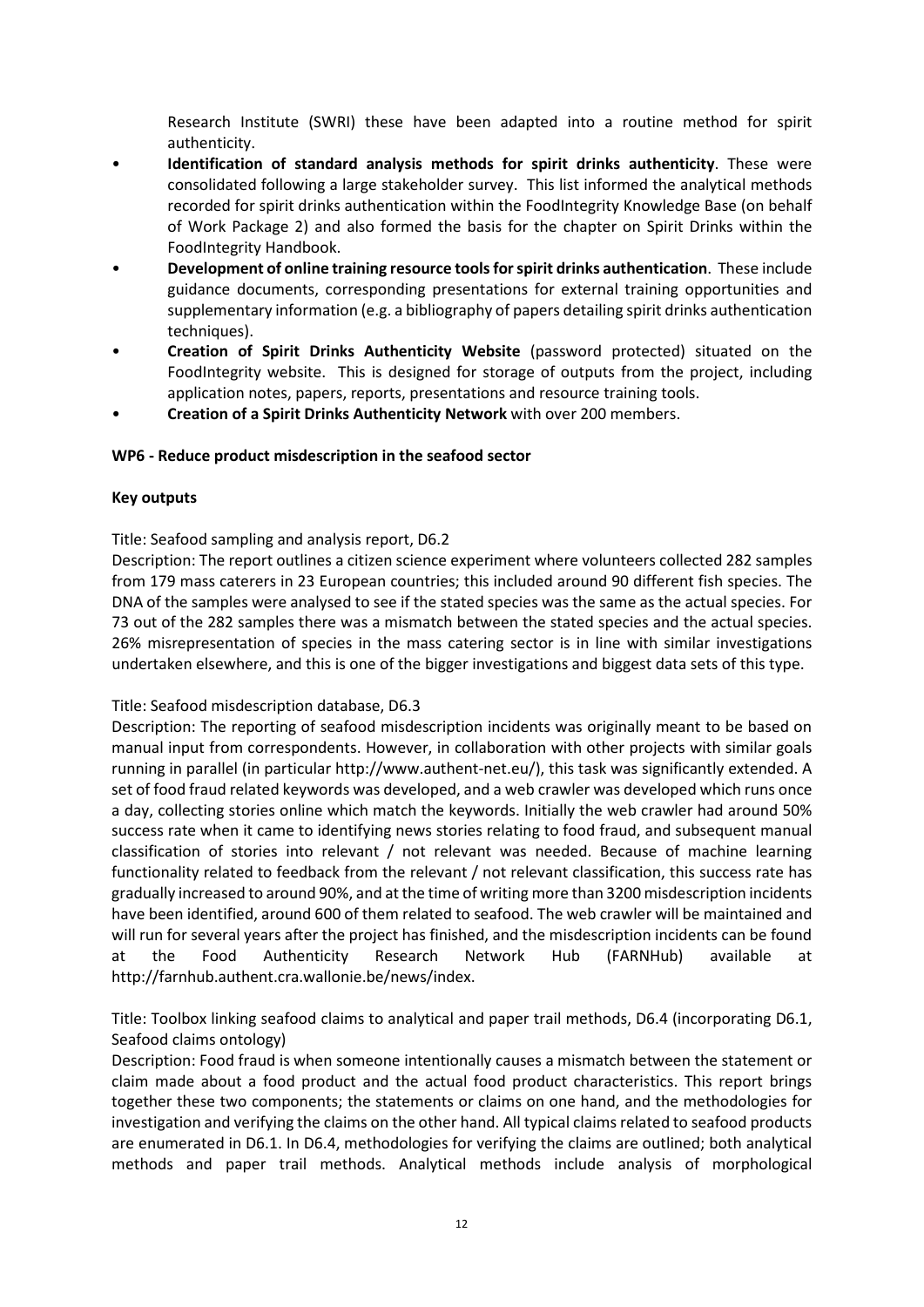Research Institute (SWRI) these have been adapted into a routine method for spirit authenticity.

- **Identification of standard analysis methods for spirit drinks authenticity**. These were consolidated following a large stakeholder survey. This list informed the analytical methods recorded for spirit drinks authentication within the FoodIntegrity Knowledge Base (on behalf of Work Package 2) and also formed the basis for the chapter on Spirit Drinks within the FoodIntegrity Handbook.
- **Development of online training resource tools for spirit drinks authentication**. These include guidance documents, corresponding presentations for external training opportunities and supplementary information (e.g. a bibliography of papers detailing spirit drinks authentication techniques).
- **Creation of Spirit Drinks Authenticity Website** (password protected) situated on the FoodIntegrity website. This is designed for storage of outputs from the project, including application notes, papers, reports, presentations and resource training tools.
- **Creation of a Spirit Drinks Authenticity Network** with over 200 members.

**WP6 - Reduce product misdescription in the seafood sector**

**Key outputs**

Title: Seafood sampling and analysis report, D6.2

Description: The report outlines a citizen science experiment where volunteers collected 282 samples from 179 mass caterers in 23 European countries; this included around 90 different fish species. The DNA of the samples were analysed to see if the stated species was the same as the actual species. For 73 out of the 282 samples there was a mismatch between the stated species and the actual species. 26% misrepresentation of species in the mass catering sector is in line with similar investigations undertaken elsewhere, and this is one of the bigger investigations and biggest data sets of this type.

Title: Seafood misdescription database, D6.3

Description: The reporting of seafood misdescription incidents was originally meant to be based on manual input from correspondents. However, in collaboration with other projects with similar goals running in parallel (in particular http://www.authent-net.eu/), this task was significantly extended. A set of food fraud related keywords was developed, and a web crawler was developed which runs once a day, collecting stories online which match the keywords. Initially the web crawler had around 50% success rate when it came to identifying news stories relating to food fraud, and subsequent manual classification of stories into relevant / not relevant was needed. Because of machine learning functionality related to feedback from the relevant / not relevant classification, this success rate has gradually increased to around 90%, and at the time of writing more than 3200 misdescription incidents have been identified, around 600 of them related to seafood. The web crawler will be maintained and will run for several years after the project has finished, and the misdescription incidents can be found at the Food Authenticity Research Network Hub (FARNHub) available at http://farnhub.authent.cra.wallonie.be/news/index.

Title: Toolbox linking seafood claims to analytical and paper trail methods, D6.4 (incorporating D6.1, Seafood claims ontology)

Description: Food fraud is when someone intentionally causes a mismatch between the statement or claim made about a food product and the actual food product characteristics. This report brings together these two components; the statements or claims on one hand, and the methodologies for investigation and verifying the claims on the other hand. All typical claims related to seafood products are enumerated in D6.1. In D6.4, methodologies for verifying the claims are outlined; both analytical methods and paper trail methods. Analytical methods include analysis of morphological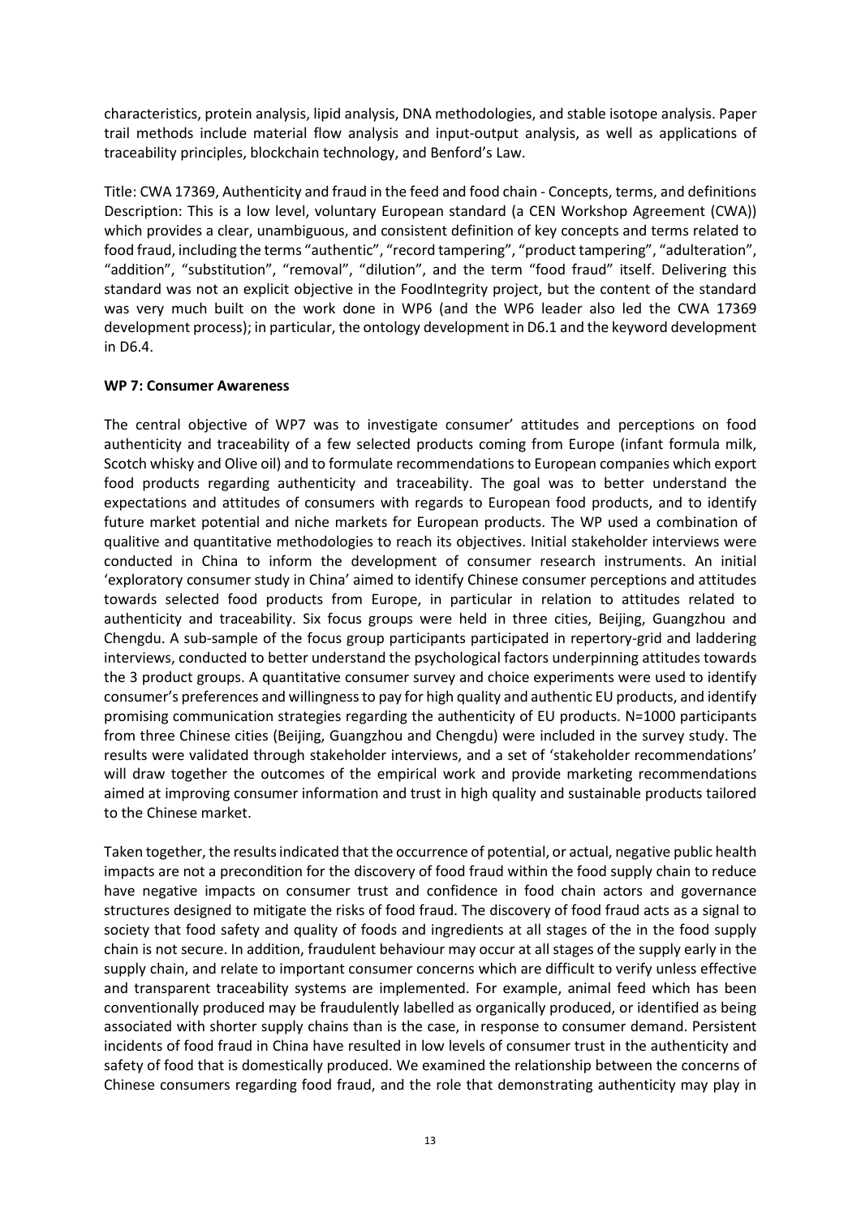characteristics, protein analysis, lipid analysis, DNA methodologies, and stable isotope analysis. Paper trail methods include material flow analysis and input-output analysis, as well as applications of traceability principles, blockchain technology, and Benford's Law.

Title: CWA 17369, Authenticity and fraud in the feed and food chain - Concepts, terms, and definitions
Description: This is a low level, voluntary European standard (a CEN Workshop Agreement (CWA)) which provides a clear, unambiguous, and consistent definition of key concepts and terms related to food fraud, including the terms "authentic", "record tampering", "product tampering", "adulteration", "addition", "substitution", "removal", "dilution", and the term "food fraud" itself. Delivering this standard was not an explicit objective in the FoodIntegrity project, but the content of the standard was very much built on the work done in WP6 (and the WP6 leader also led the CWA 17369 development process); in particular, the ontology development in D6.1 and the keyword development in D6.4.

**WP 7: Consumer Awareness**

The central objective of WP7 was to investigate consumer' attitudes and perceptions on food authenticity and traceability of a few selected products coming from Europe (infant formula milk, Scotch whisky and Olive oil) and to formulate recommendations to European companies which export food products regarding authenticity and traceability. The goal was to better understand the expectations and attitudes of consumers with regards to European food products, and to identify future market potential and niche markets for European products. The WP used a combination of qualitive and quantitative methodologies to reach its objectives. Initial stakeholder interviews were conducted in China to inform the development of consumer research instruments. An initial 'exploratory consumer study in China' aimed to identify Chinese consumer perceptions and attitudes towards selected food products from Europe, in particular in relation to attitudes related to authenticity and traceability. Six focus groups were held in three cities, Beijing, Guangzhou and Chengdu. A sub-sample of the focus group participants participated in repertory-grid and laddering interviews, conducted to better understand the psychological factors underpinning attitudes towards the 3 product groups. A quantitative consumer survey and choice experiments were used to identify consumer's preferences and willingness to pay for high quality and authentic EU products, and identify promising communication strategies regarding the authenticity of EU products. N=1000 participants from three Chinese cities (Beijing, Guangzhou and Chengdu) were included in the survey study. The results were validated through stakeholder interviews, and a set of 'stakeholder recommendations' will draw together the outcomes of the empirical work and provide marketing recommendations aimed at improving consumer information and trust in high quality and sustainable products tailored to the Chinese market.

Taken together, the results indicated that the occurrence of potential, or actual, negative public health impacts are not a precondition for the discovery of food fraud within the food supply chain to reduce have negative impacts on consumer trust and confidence in food chain actors and governance structures designed to mitigate the risks of food fraud. The discovery of food fraud acts as a signal to society that food safety and quality of foods and ingredients at all stages of the in the food supply chain is not secure. In addition, fraudulent behaviour may occur at all stages of the supply early in the supply chain, and relate to important consumer concerns which are difficult to verify unless effective and transparent traceability systems are implemented. For example, animal feed which has been conventionally produced may be fraudulently labelled as organically produced, or identified as being associated with shorter supply chains than is the case, in response to consumer demand. Persistent incidents of food fraud in China have resulted in low levels of consumer trust in the authenticity and safety of food that is domestically produced. We examined the relationship between the concerns of Chinese consumers regarding food fraud, and the role that demonstrating authenticity may play in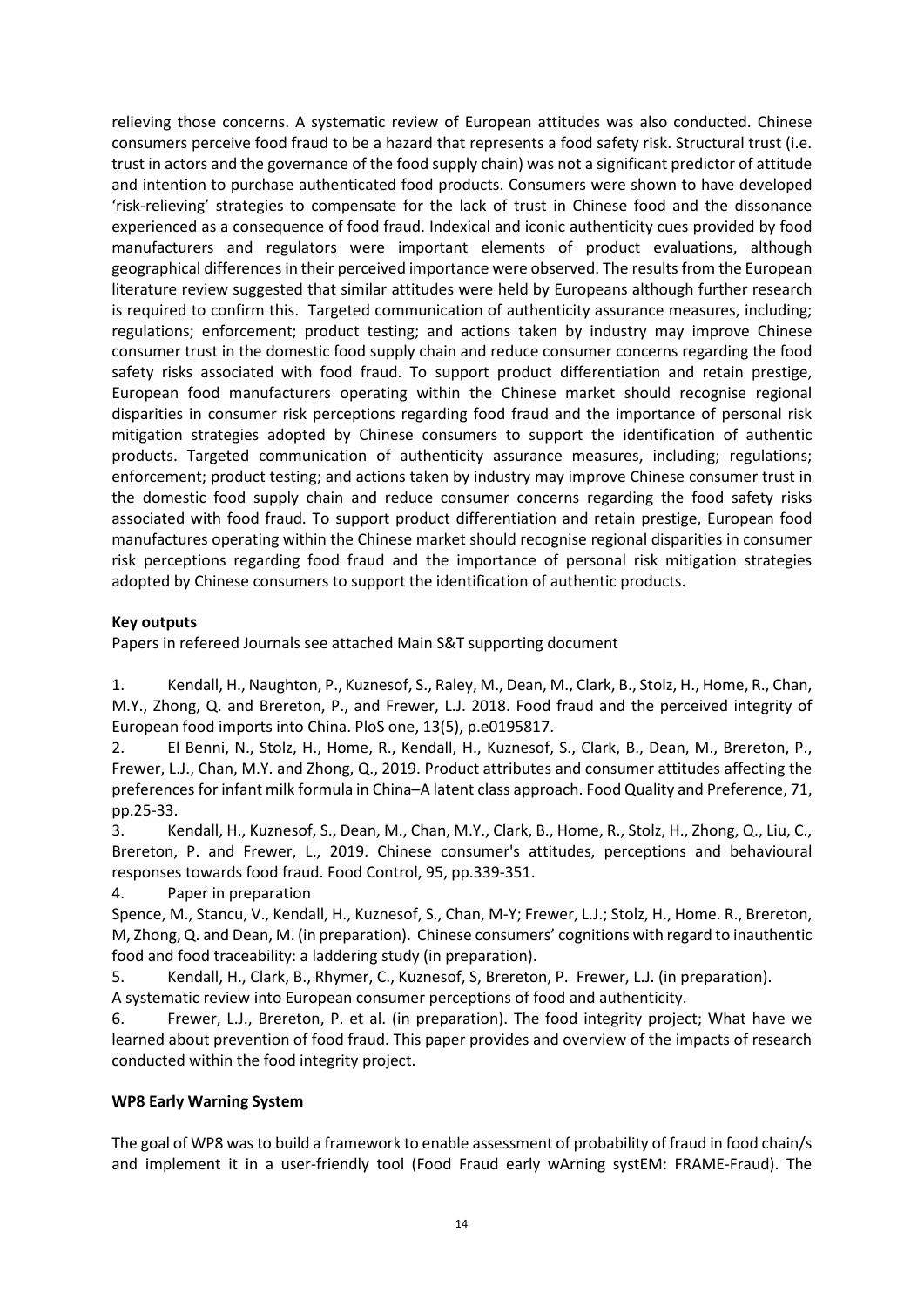relieving those concerns. A systematic review of European attitudes was also conducted. Chinese consumers perceive food fraud to be a hazard that represents a food safety risk. Structural trust (i.e. trust in actors and the governance of the food supply chain) was not a significant predictor of attitude and intention to purchase authenticated food products. Consumers were shown to have developed 'risk-relieving' strategies to compensate for the lack of trust in Chinese food and the dissonance experienced as a consequence of food fraud. Indexical and iconic authenticity cues provided by food manufacturers and regulators were important elements of product evaluations, although geographical differences in their perceived importance were observed. The results from the European literature review suggested that similar attitudes were held by Europeans although further research is required to confirm this. Targeted communication of authenticity assurance measures, including; regulations; enforcement; product testing; and actions taken by industry may improve Chinese consumer trust in the domestic food supply chain and reduce consumer concerns regarding the food safety risks associated with food fraud. To support product differentiation and retain prestige, European food manufacturers operating within the Chinese market should recognise regional disparities in consumer risk perceptions regarding food fraud and the importance of personal risk mitigation strategies adopted by Chinese consumers to support the identification of authentic products. Targeted communication of authenticity assurance measures, including; regulations; enforcement; product testing; and actions taken by industry may improve Chinese consumer trust in the domestic food supply chain and reduce consumer concerns regarding the food safety risks associated with food fraud. To support product differentiation and retain prestige, European food manufactures operating within the Chinese market should recognise regional disparities in consumer risk perceptions regarding food fraud and the importance of personal risk mitigation strategies adopted by Chinese consumers to support the identification of authentic products.

**Key outputs**

Papers in refereed Journals see attached Main S&T supporting document

1. Kendall, H., Naughton, P., Kuznesof, S., Raley, M., Dean, M., Clark, B., Stolz, H., Home, R., Chan, M.Y., Zhong, Q. and Brereton, P., and Frewer, L.J. 2018. Food fraud and the perceived integrity of European food imports into China. PloS one, 13(5), p.e0195817.
2. El Benni, N., Stolz, H., Home, R., Kendall, H., Kuznesof, S., Clark, B., Dean, M., Brereton, P., Frewer, L.J., Chan, M.Y. and Zhong, Q., 2019. Product attributes and consumer attitudes affecting the preferences for infant milk formula in China–A latent class approach. Food Quality and Preference, 71, pp.25-33.
3. Kendall, H., Kuznesof, S., Dean, M., Chan, M.Y., Clark, B., Home, R., Stolz, H., Zhong, Q., Liu, C., Brereton, P. and Frewer, L., 2019. Chinese consumer's attitudes, perceptions and behavioural responses towards food fraud. Food Control, 95, pp.339-351.
4. Paper in preparation

Spence, M., Stancu, V., Kendall, H., Kuznesof, S., Chan, M-Y; Frewer, L.J.; Stolz, H., Home. R., Brereton, M, Zhong, Q. and Dean, M. (in preparation). Chinese consumers' cognitions with regard to inauthentic food and food traceability: a laddering study (in preparation).

5. Kendall, H., Clark, B., Rhymer, C., Kuznesof, S, Brereton, P. Frewer, L.J. (in preparation).

A systematic review into European consumer perceptions of food and authenticity.

6. Frewer, L.J., Brereton, P. et al. (in preparation). The food integrity project; What have we learned about prevention of food fraud. This paper provides and overview of the impacts of research conducted within the food integrity project.

**WP8 Early Warning System**

The goal of WP8 was to build a framework to enable assessment of probability of fraud in food chain/s and implement it in a user-friendly tool (Food Fraud early wArning systEM: FRAME-Fraud). The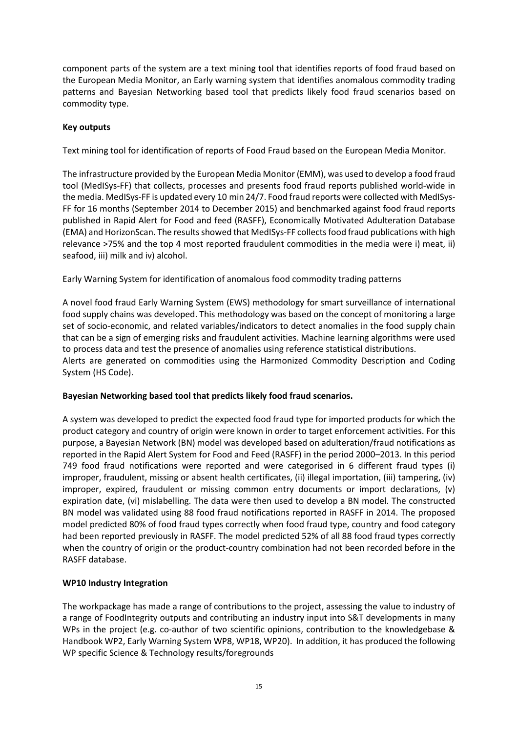component parts of the system are a text mining tool that identifies reports of food fraud based on the European Media Monitor, an Early warning system that identifies anomalous commodity trading patterns and Bayesian Networking based tool that predicts likely food fraud scenarios based on commodity type.

**Key outputs**

Text mining tool for identification of reports of Food Fraud based on the European Media Monitor.

The infrastructure provided by the European Media Monitor (EMM), was used to develop a food fraud tool (MedISys-FF) that collects, processes and presents food fraud reports published world-wide in the media. MedISys-FF is updated every 10 min 24/7. Food fraud reports were collected with MedISys-FF for 16 months (September 2014 to December 2015) and benchmarked against food fraud reports published in Rapid Alert for Food and feed (RASFF), Economically Motivated Adulteration Database (EMA) and HorizonScan. The results showed that MedISys-FF collects food fraud publications with high relevance >75% and the top 4 most reported fraudulent commodities in the media were i) meat, ii) seafood, iii) milk and iv) alcohol.

Early Warning System for identification of anomalous food commodity trading patterns

A novel food fraud Early Warning System (EWS) methodology for smart surveillance of international food supply chains was developed. This methodology was based on the concept of monitoring a large set of socio-economic, and related variables/indicators to detect anomalies in the food supply chain that can be a sign of emerging risks and fraudulent activities. Machine learning algorithms were used to process data and test the presence of anomalies using reference statistical distributions.
Alerts are generated on commodities using the Harmonized Commodity Description and Coding System (HS Code).

**Bayesian Networking based tool that predicts likely food fraud scenarios.**

A system was developed to predict the expected food fraud type for imported products for which the product category and country of origin were known in order to target enforcement activities. For this purpose, a Bayesian Network (BN) model was developed based on adulteration/fraud notifications as reported in the Rapid Alert System for Food and Feed (RASFF) in the period 2000–2013. In this period 749 food fraud notifications were reported and were categorised in 6 different fraud types (i) improper, fraudulent, missing or absent health certificates, (ii) illegal importation, (iii) tampering, (iv) improper, expired, fraudulent or missing common entry documents or import declarations, (v) expiration date, (vi) mislabelling. The data were then used to develop a BN model. The constructed BN model was validated using 88 food fraud notifications reported in RASFF in 2014. The proposed model predicted 80% of food fraud types correctly when food fraud type, country and food category had been reported previously in RASFF. The model predicted 52% of all 88 food fraud types correctly when the country of origin or the product-country combination had not been recorded before in the RASFF database.

**WP10 Industry Integration**

The workpackage has made a range of contributions to the project, assessing the value to industry of a range of FoodIntegrity outputs and contributing an industry input into S&T developments in many WPs in the project (e.g. co-author of two scientific opinions, contribution to the knowledgebase & Handbook WP2, Early Warning System WP8, WP18, WP20). In addition, it has produced the following WP specific Science & Technology results/foregrounds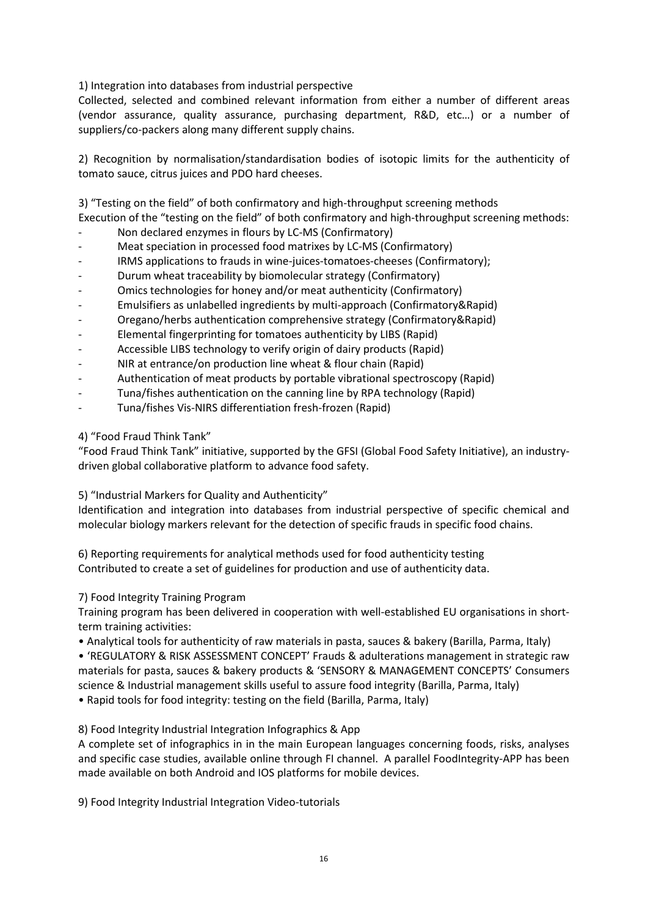1) Integration into databases from industrial perspective

Collected, selected and combined relevant information from either a number of different areas (vendor assurance, quality assurance, purchasing department, R&D, etc…) or a number of suppliers/co-packers along many different supply chains.

2) Recognition by normalisation/standardisation bodies of isotopic limits for the authenticity of tomato sauce, citrus juices and PDO hard cheeses.

3) "Testing on the field" of both confirmatory and high-throughput screening methods

Execution of the "testing on the field" of both confirmatory and high-throughput screening methods:

- Non declared enzymes in flours by LC-MS (Confirmatory)
- Meat speciation in processed food matrixes by LC-MS (Confirmatory)
- IRMS applications to frauds in wine-juices-tomatoes-cheeses (Confirmatory);
- Durum wheat traceability by biomolecular strategy (Confirmatory)
- Omics technologies for honey and/or meat authenticity (Confirmatory)
- Emulsifiers as unlabelled ingredients by multi-approach (Confirmatory&Rapid)
- Oregano/herbs authentication comprehensive strategy (Confirmatory&Rapid)
- Elemental fingerprinting for tomatoes authenticity by LIBS (Rapid)
- Accessible LIBS technology to verify origin of dairy products (Rapid)
- NIR at entrance/on production line wheat & flour chain (Rapid)
- Authentication of meat products by portable vibrational spectroscopy (Rapid)
- Tuna/fishes authentication on the canning line by RPA technology (Rapid)
- Tuna/fishes Vis-NIRS differentiation fresh-frozen (Rapid)

4) "Food Fraud Think Tank"

"Food Fraud Think Tank" initiative, supported by the GFSI (Global Food Safety Initiative), an industry-driven global collaborative platform to advance food safety.

5) "Industrial Markers for Quality and Authenticity"

Identification and integration into databases from industrial perspective of specific chemical and molecular biology markers relevant for the detection of specific frauds in specific food chains.

6) Reporting requirements for analytical methods used for food authenticity testing

Contributed to create a set of guidelines for production and use of authenticity data.

7) Food Integrity Training Program

Training program has been delivered in cooperation with well-established EU organisations in short-term training activities:

- Analytical tools for authenticity of raw materials in pasta, sauces & bakery (Barilla, Parma, Italy)
- 'REGULATORY & RISK ASSESSMENT CONCEPT' Frauds & adulterations management in strategic raw materials for pasta, sauces & bakery products & 'SENSORY & MANAGEMENT CONCEPTS' Consumers science & Industrial management skills useful to assure food integrity (Barilla, Parma, Italy)
- Rapid tools for food integrity: testing on the field (Barilla, Parma, Italy)

8) Food Integrity Industrial Integration Infographics & App

A complete set of infographics in in the main European languages concerning foods, risks, analyses and specific case studies, available online through FI channel. A parallel FoodIntegrity-APP has been made available on both Android and IOS platforms for mobile devices.

9) Food Integrity Industrial Integration Video-tutorials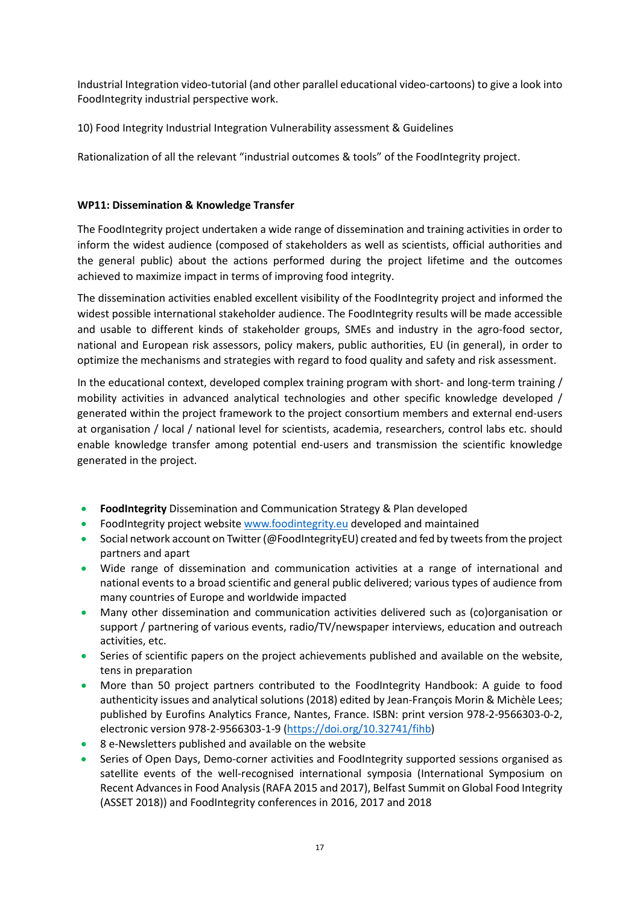Industrial Integration video-tutorial (and other parallel educational video-cartoons) to give a look into FoodIntegrity industrial perspective work.

10) Food Integrity Industrial Integration Vulnerability assessment & Guidelines

Rationalization of all the relevant "industrial outcomes & tools" of the FoodIntegrity project.

**WP11: Dissemination & Knowledge Transfer**

The FoodIntegrity project undertaken a wide range of dissemination and training activities in order to inform the widest audience (composed of stakeholders as well as scientists, official authorities and the general public) about the actions performed during the project lifetime and the outcomes achieved to maximize impact in terms of improving food integrity.

The dissemination activities enabled excellent visibility of the FoodIntegrity project and informed the widest possible international stakeholder audience. The FoodIntegrity results will be made accessible and usable to different kinds of stakeholder groups, SMEs and industry in the agro-food sector, national and European risk assessors, policy makers, public authorities, EU (in general), in order to optimize the mechanisms and strategies with regard to food quality and safety and risk assessment.

In the educational context, developed complex training program with short- and long-term training / mobility activities in advanced analytical technologies and other specific knowledge developed / generated within the project framework to the project consortium members and external end-users at organisation / local / national level for scientists, academia, researchers, control labs etc. should enable knowledge transfer among potential end-users and transmission the scientific knowledge generated in the project.

- **FoodIntegrity** Dissemination and Communication Strategy & Plan developed
- FoodIntegrity project website [www.foodintegrity.eu](www.foodintegrity.eu) developed and maintained
- Social network account on Twitter (@FoodIntegrityEU) created and fed by tweets from the project partners and apart
- Wide range of dissemination and communication activities at a range of international and national events to a broad scientific and general public delivered; various types of audience from many countries of Europe and worldwide impacted
- Many other dissemination and communication activities delivered such as (co)organisation or support / partnering of various events, radio/TV/newspaper interviews, education and outreach activities, etc.
- Series of scientific papers on the project achievements published and available on the website, tens in preparation
- More than 50 project partners contributed to the FoodIntegrity Handbook: A guide to food authenticity issues and analytical solutions (2018) edited by Jean-François Morin & Michèle Lees; published by Eurofins Analytics France, Nantes, France. ISBN: print version 978-2-9566303-0-2, electronic version 978-2-9566303-1-9 ([https://doi.org/10.32741/fihb](https://doi.org/10.32741/fihb))
- 8 e-Newsletters published and available on the website
- Series of Open Days, Demo-corner activities and FoodIntegrity supported sessions organised as satellite events of the well-recognised international symposia (International Symposium on Recent Advances in Food Analysis (RAFA 2015 and 2017), Belfast Summit on Global Food Integrity (ASSET 2018)) and FoodIntegrity conferences in 2016, 2017 and 2018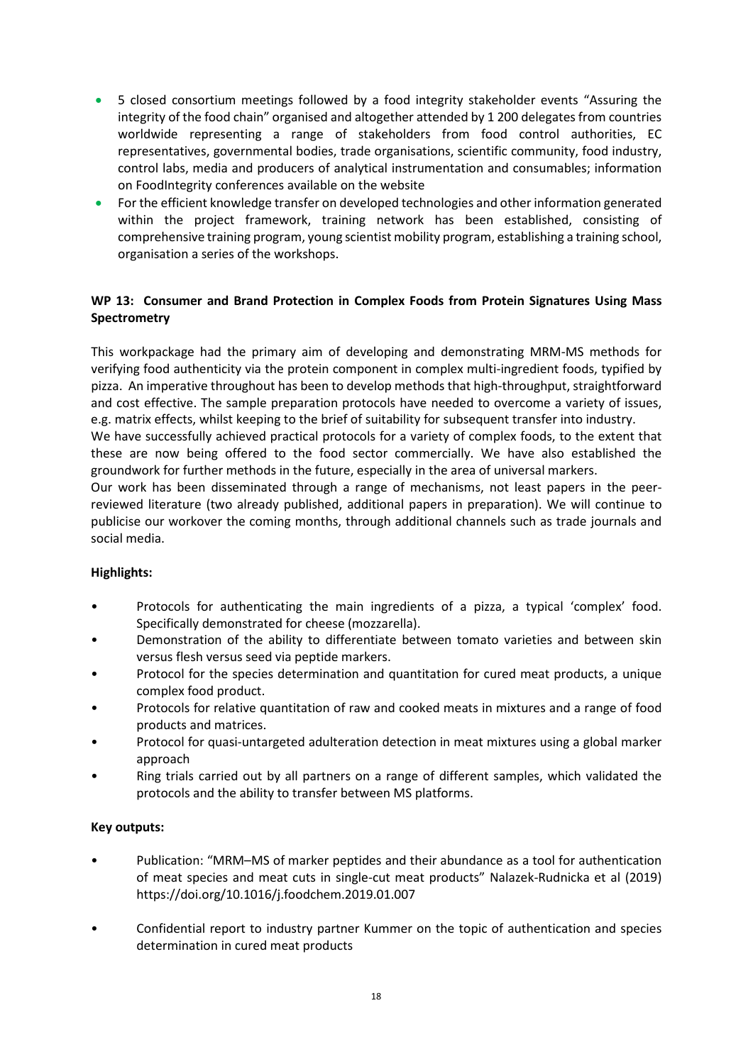- 5 closed consortium meetings followed by a food integrity stakeholder events "Assuring the integrity of the food chain" organised and altogether attended by 1 200 delegates from countries worldwide representing a range of stakeholders from food control authorities, EC representatives, governmental bodies, trade organisations, scientific community, food industry, control labs, media and producers of analytical instrumentation and consumables; information on FoodIntegrity conferences available on the website
- For the efficient knowledge transfer on developed technologies and other information generated within the project framework, training network has been established, consisting of comprehensive training program, young scientist mobility program, establishing a training school, organisation a series of the workshops.

**WP 13: Consumer and Brand Protection in Complex Foods from Protein Signatures Using Mass Spectrometry**

This workpackage had the primary aim of developing and demonstrating MRM-MS methods for verifying food authenticity via the protein component in complex multi-ingredient foods, typified by pizza. An imperative throughout has been to develop methods that high-throughput, straightforward and cost effective. The sample preparation protocols have needed to overcome a variety of issues, e.g. matrix effects, whilst keeping to the brief of suitability for subsequent transfer into industry.

We have successfully achieved practical protocols for a variety of complex foods, to the extent that these are now being offered to the food sector commercially. We have also established the groundwork for further methods in the future, especially in the area of universal markers.

Our work has been disseminated through a range of mechanisms, not least papers in the peer-reviewed literature (two already published, additional papers in preparation). We will continue to publicise our workover the coming months, through additional channels such as trade journals and social media.

**Highlights:**

- Protocols for authenticating the main ingredients of a pizza, a typical 'complex' food. Specifically demonstrated for cheese (mozzarella).
- Demonstration of the ability to differentiate between tomato varieties and between skin versus flesh versus seed via peptide markers.
- Protocol for the species determination and quantitation for cured meat products, a unique complex food product.
- Protocols for relative quantitation of raw and cooked meats in mixtures and a range of food products and matrices.
- Protocol for quasi-untargeted adulteration detection in meat mixtures using a global marker approach
- Ring trials carried out by all partners on a range of different samples, which validated the protocols and the ability to transfer between MS platforms.

**Key outputs:**

- Publication: "MRM–MS of marker peptides and their abundance as a tool for authentication of meat species and meat cuts in single-cut meat products" Nalazek-Rudnicka et al (2019) https://doi.org/10.1016/j.foodchem.2019.01.007
- Confidential report to industry partner Kummer on the topic of authentication and species determination in cured meat products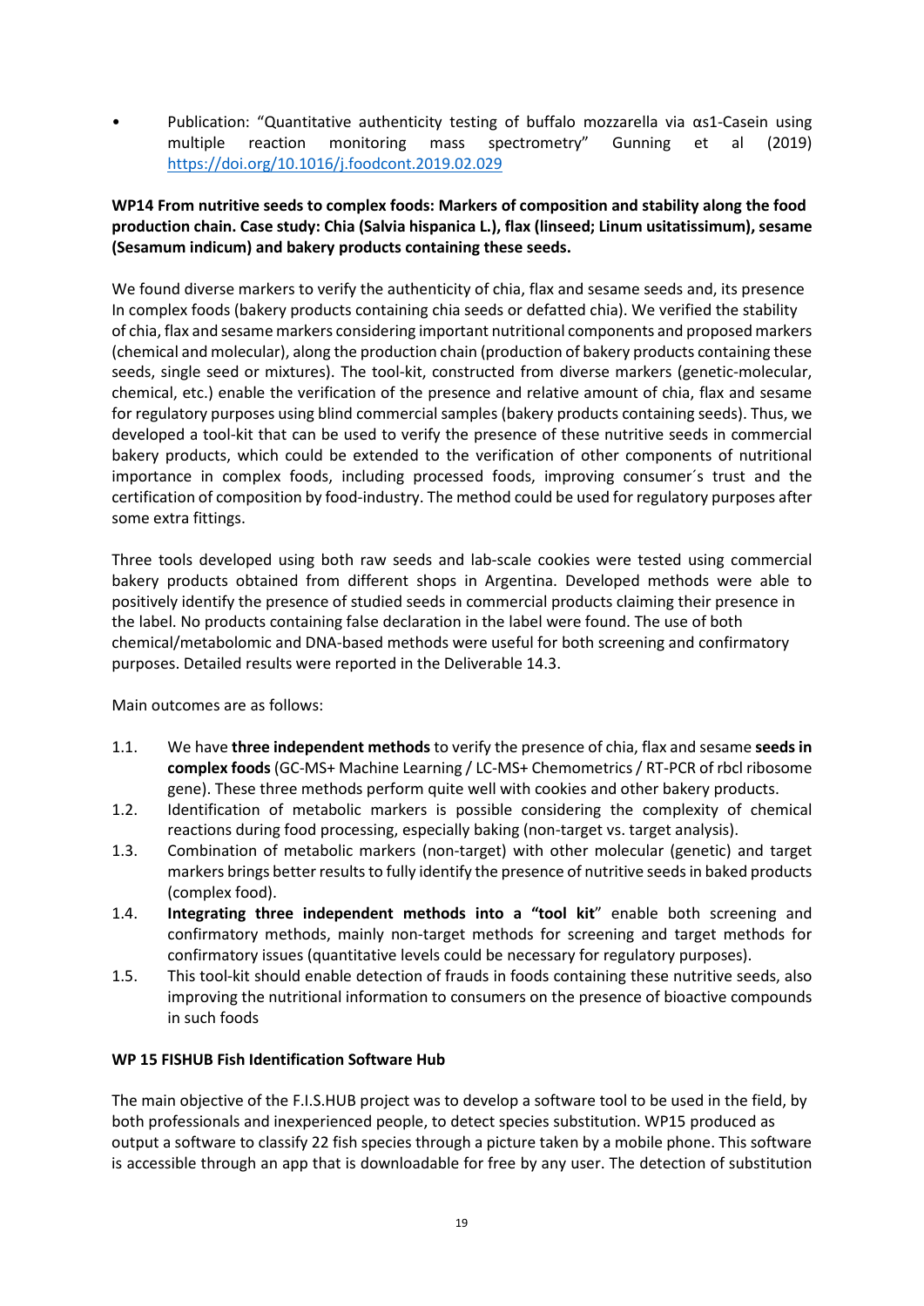- Publication: "Quantitative authenticity testing of buffalo mozzarella via αs1-Casein using multiple reaction monitoring mass spectrometry" Gunning et al (2019) https://doi.org/10.1016/j.foodcont.2019.02.029

**WP14 From nutritive seeds to complex foods: Markers of composition and stability along the food production chain. Case study: Chia (Salvia hispanica L.), flax (linseed; Linum usitatissimum), sesame (Sesamum indicum) and bakery products containing these seeds.**

We found diverse markers to verify the authenticity of chia, flax and sesame seeds and, its presence In complex foods (bakery products containing chia seeds or defatted chia). We verified the stability of chia, flax and sesame markers considering important nutritional components and proposed markers (chemical and molecular), along the production chain (production of bakery products containing these seeds, single seed or mixtures). The tool-kit, constructed from diverse markers (genetic-molecular, chemical, etc.) enable the verification of the presence and relative amount of chia, flax and sesame for regulatory purposes using blind commercial samples (bakery products containing seeds). Thus, we developed a tool-kit that can be used to verify the presence of these nutritive seeds in commercial bakery products, which could be extended to the verification of other components of nutritional importance in complex foods, including processed foods, improving consumer´s trust and the certification of composition by food-industry. The method could be used for regulatory purposes after some extra fittings.

Three tools developed using both raw seeds and lab-scale cookies were tested using commercial bakery products obtained from different shops in Argentina. Developed methods were able to positively identify the presence of studied seeds in commercial products claiming their presence in the label. No products containing false declaration in the label were found. The use of both chemical/metabolomic and DNA-based methods were useful for both screening and confirmatory purposes. Detailed results were reported in the Deliverable 14.3.

Main outcomes are as follows:

1.1. We have **three independent methods** to verify the presence of chia, flax and sesame **seeds in complex foods** (GC-MS+ Machine Learning / LC-MS+ Chemometrics / RT-PCR of rbcl ribosome gene). These three methods perform quite well with cookies and other bakery products.

1.2. Identification of metabolic markers is possible considering the complexity of chemical reactions during food processing, especially baking (non-target vs. target analysis).

1.3. Combination of metabolic markers (non-target) with other molecular (genetic) and target markers brings better results to fully identify the presence of nutritive seeds in baked products (complex food).

1.4. **Integrating three independent methods into a "tool kit**" enable both screening and confirmatory methods, mainly non-target methods for screening and target methods for confirmatory issues (quantitative levels could be necessary for regulatory purposes).

1.5. This tool-kit should enable detection of frauds in foods containing these nutritive seeds, also improving the nutritional information to consumers on the presence of bioactive compounds in such foods

**WP 15 FISHUB Fish Identification Software Hub**

The main objective of the F.I.S.HUB project was to develop a software tool to be used in the field, by both professionals and inexperienced people, to detect species substitution. WP15 produced as output a software to classify 22 fish species through a picture taken by a mobile phone. This software is accessible through an app that is downloadable for free by any user. The detection of substitution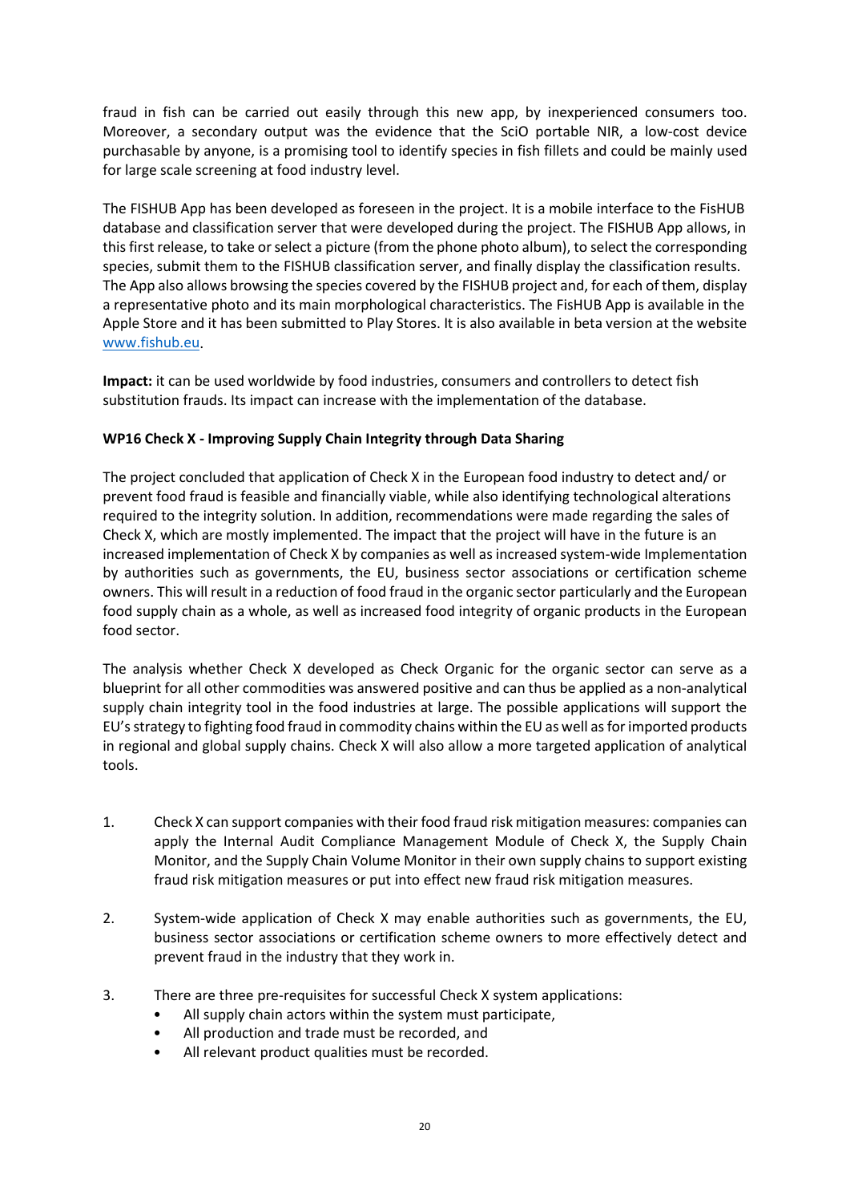fraud in fish can be carried out easily through this new app, by inexperienced consumers too. Moreover, a secondary output was the evidence that the SciO portable NIR, a low-cost device purchasable by anyone, is a promising tool to identify species in fish fillets and could be mainly used for large scale screening at food industry level.

The FISHUB App has been developed as foreseen in the project. It is a mobile interface to the FisHUB database and classification server that were developed during the project. The FISHUB App allows, in this first release, to take or select a picture (from the phone photo album), to select the corresponding species, submit them to the FISHUB classification server, and finally display the classification results. The App also allows browsing the species covered by the FISHUB project and, for each of them, display a representative photo and its main morphological characteristics. The FisHUB App is available in the Apple Store and it has been submitted to Play Stores. It is also available in beta version at the website www.fishub.eu.

**Impact:** it can be used worldwide by food industries, consumers and controllers to detect fish substitution frauds. Its impact can increase with the implementation of the database.

**WP16 Check X - Improving Supply Chain Integrity through Data Sharing**

The project concluded that application of Check X in the European food industry to detect and/ or prevent food fraud is feasible and financially viable, while also identifying technological alterations required to the integrity solution. In addition, recommendations were made regarding the sales of Check X, which are mostly implemented. The impact that the project will have in the future is an increased implementation of Check X by companies as well as increased system-wide Implementation by authorities such as governments, the EU, business sector associations or certification scheme owners. This will result in a reduction of food fraud in the organic sector particularly and the European food supply chain as a whole, as well as increased food integrity of organic products in the European food sector.

The analysis whether Check X developed as Check Organic for the organic sector can serve as a blueprint for all other commodities was answered positive and can thus be applied as a non-analytical supply chain integrity tool in the food industries at large. The possible applications will support the EU's strategy to fighting food fraud in commodity chains within the EU as well as for imported products in regional and global supply chains. Check X will also allow a more targeted application of analytical tools.

1. Check X can support companies with their food fraud risk mitigation measures: companies can apply the Internal Audit Compliance Management Module of Check X, the Supply Chain Monitor, and the Supply Chain Volume Monitor in their own supply chains to support existing fraud risk mitigation measures or put into effect new fraud risk mitigation measures.
2. System-wide application of Check X may enable authorities such as governments, the EU, business sector associations or certification scheme owners to more effectively detect and prevent fraud in the industry that they work in.
3. There are three pre-requisites for successful Check X system applications:
   - All supply chain actors within the system must participate,
   - All production and trade must be recorded, and
   - All relevant product qualities must be recorded.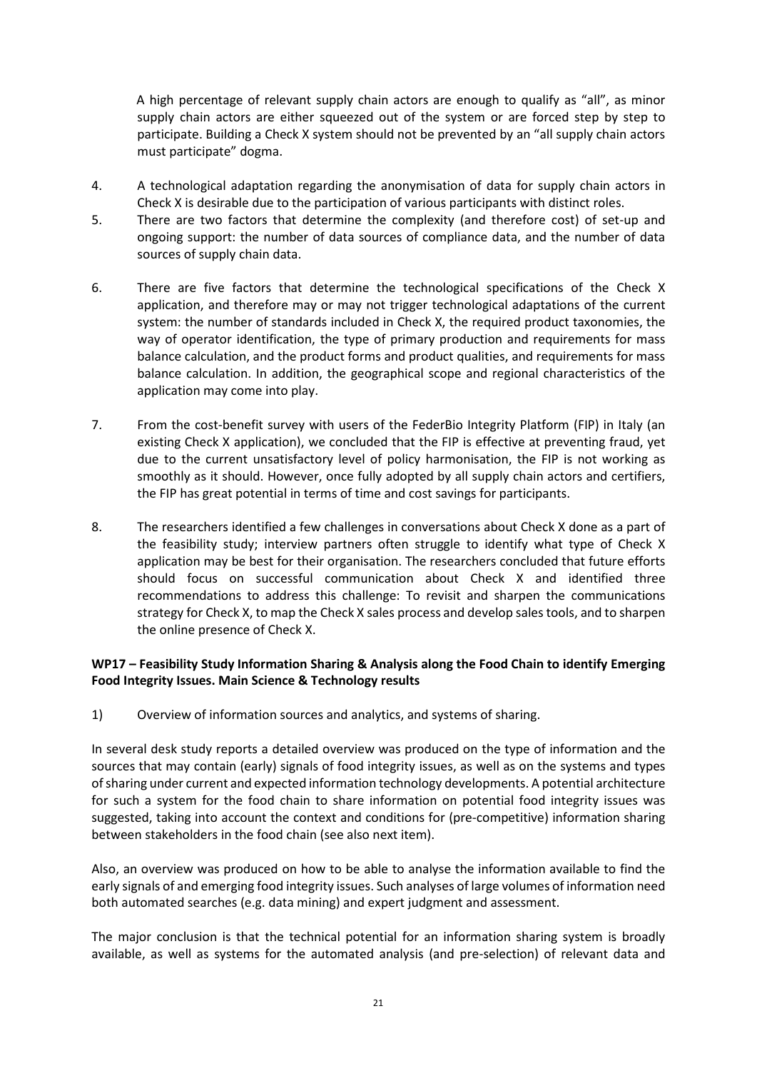A high percentage of relevant supply chain actors are enough to qualify as "all", as minor supply chain actors are either squeezed out of the system or are forced step by step to participate. Building a Check X system should not be prevented by an "all supply chain actors must participate" dogma.

4. A technological adaptation regarding the anonymisation of data for supply chain actors in Check X is desirable due to the participation of various participants with distinct roles.
5. There are two factors that determine the complexity (and therefore cost) of set-up and ongoing support: the number of data sources of compliance data, and the number of data sources of supply chain data.
6. There are five factors that determine the technological specifications of the Check X application, and therefore may or may not trigger technological adaptations of the current system: the number of standards included in Check X, the required product taxonomies, the way of operator identification, the type of primary production and requirements for mass balance calculation, and the product forms and product qualities, and requirements for mass balance calculation. In addition, the geographical scope and regional characteristics of the application may come into play.
7. From the cost-benefit survey with users of the FederBio Integrity Platform (FIP) in Italy (an existing Check X application), we concluded that the FIP is effective at preventing fraud, yet due to the current unsatisfactory level of policy harmonisation, the FIP is not working as smoothly as it should. However, once fully adopted by all supply chain actors and certifiers, the FIP has great potential in terms of time and cost savings for participants.
8. The researchers identified a few challenges in conversations about Check X done as a part of the feasibility study; interview partners often struggle to identify what type of Check X application may be best for their organisation. The researchers concluded that future efforts should focus on successful communication about Check X and identified three recommendations to address this challenge: To revisit and sharpen the communications strategy for Check X, to map the Check X sales process and develop sales tools, and to sharpen the online presence of Check X.

**WP17 – Feasibility Study Information Sharing & Analysis along the Food Chain to identify Emerging Food Integrity Issues. Main Science & Technology results**

1) Overview of information sources and analytics, and systems of sharing.

In several desk study reports a detailed overview was produced on the type of information and the sources that may contain (early) signals of food integrity issues, as well as on the systems and types of sharing under current and expected information technology developments. A potential architecture for such a system for the food chain to share information on potential food integrity issues was suggested, taking into account the context and conditions for (pre-competitive) information sharing between stakeholders in the food chain (see also next item).

Also, an overview was produced on how to be able to analyse the information available to find the early signals of and emerging food integrity issues. Such analyses of large volumes of information need both automated searches (e.g. data mining) and expert judgment and assessment.

The major conclusion is that the technical potential for an information sharing system is broadly available, as well as systems for the automated analysis (and pre-selection) of relevant data and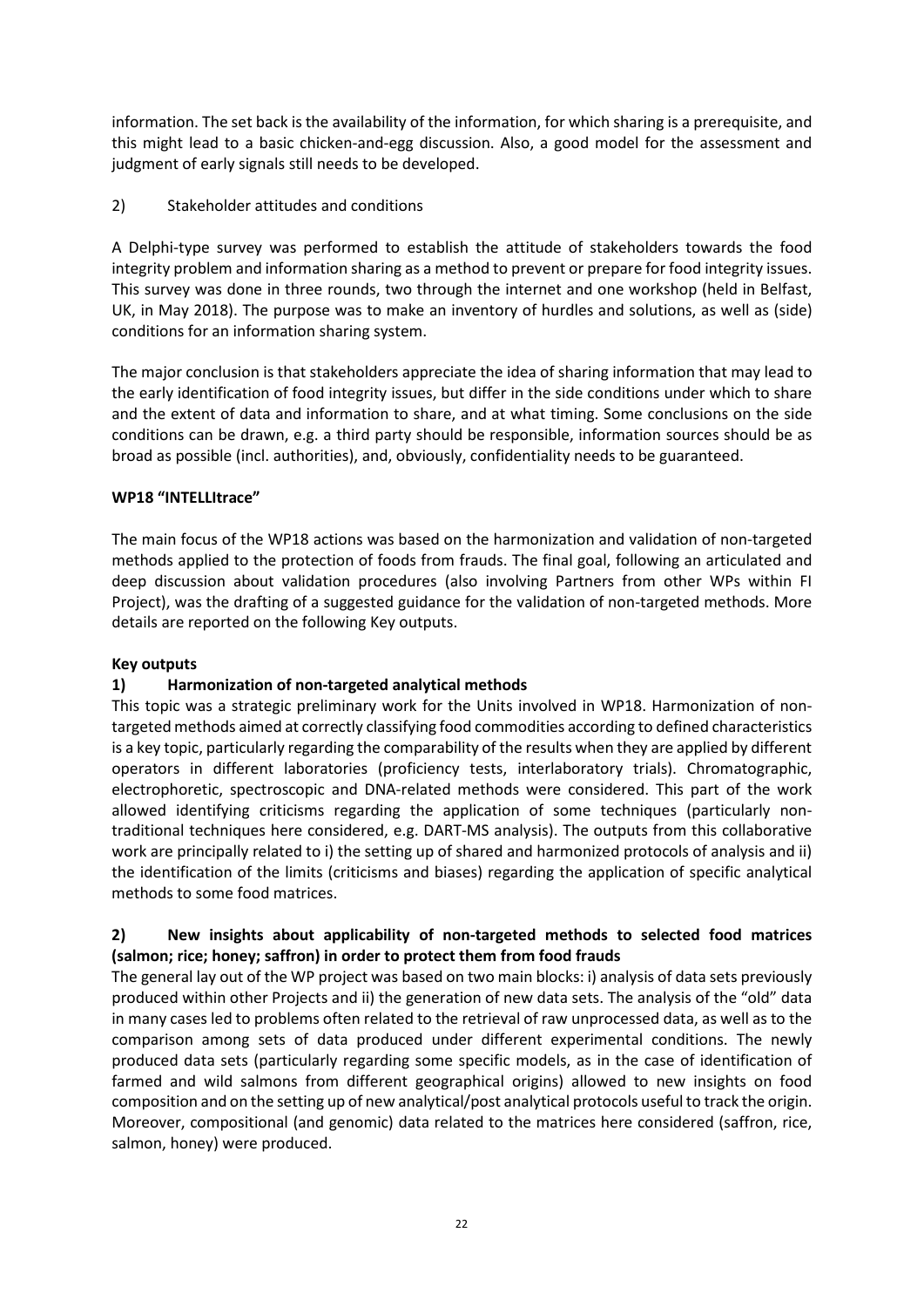information. The set back is the availability of the information, for which sharing is a prerequisite, and this might lead to a basic chicken-and-egg discussion. Also, a good model for the assessment and judgment of early signals still needs to be developed.

2) Stakeholder attitudes and conditions

A Delphi-type survey was performed to establish the attitude of stakeholders towards the food integrity problem and information sharing as a method to prevent or prepare for food integrity issues. This survey was done in three rounds, two through the internet and one workshop (held in Belfast, UK, in May 2018). The purpose was to make an inventory of hurdles and solutions, as well as (side) conditions for an information sharing system.

The major conclusion is that stakeholders appreciate the idea of sharing information that may lead to the early identification of food integrity issues, but differ in the side conditions under which to share and the extent of data and information to share, and at what timing. Some conclusions on the side conditions can be drawn, e.g. a third party should be responsible, information sources should be as broad as possible (incl. authorities), and, obviously, confidentiality needs to be guaranteed.

**WP18 "INTELLItrace"**

The main focus of the WP18 actions was based on the harmonization and validation of non-targeted methods applied to the protection of foods from frauds. The final goal, following an articulated and deep discussion about validation procedures (also involving Partners from other WPs within FI Project), was the drafting of a suggested guidance for the validation of non-targeted methods. More details are reported on the following Key outputs.

**Key outputs**

**1) Harmonization of non-targeted analytical methods**

This topic was a strategic preliminary work for the Units involved in WP18. Harmonization of non-targeted methods aimed at correctly classifying food commodities according to defined characteristics is a key topic, particularly regarding the comparability of the results when they are applied by different operators in different laboratories (proficiency tests, interlaboratory trials). Chromatographic, electrophoretic, spectroscopic and DNA-related methods were considered. This part of the work allowed identifying criticisms regarding the application of some techniques (particularly non-traditional techniques here considered, e.g. DART-MS analysis). The outputs from this collaborative work are principally related to i) the setting up of shared and harmonized protocols of analysis and ii) the identification of the limits (criticisms and biases) regarding the application of specific analytical methods to some food matrices.

**2) New insights about applicability of non-targeted methods to selected food matrices (salmon; rice; honey; saffron) in order to protect them from food frauds**

The general lay out of the WP project was based on two main blocks: i) analysis of data sets previously produced within other Projects and ii) the generation of new data sets. The analysis of the "old" data in many cases led to problems often related to the retrieval of raw unprocessed data, as well as to the comparison among sets of data produced under different experimental conditions. The newly produced data sets (particularly regarding some specific models, as in the case of identification of farmed and wild salmons from different geographical origins) allowed to new insights on food composition and on the setting up of new analytical/post analytical protocols useful to track the origin. Moreover, compositional (and genomic) data related to the matrices here considered (saffron, rice, salmon, honey) were produced.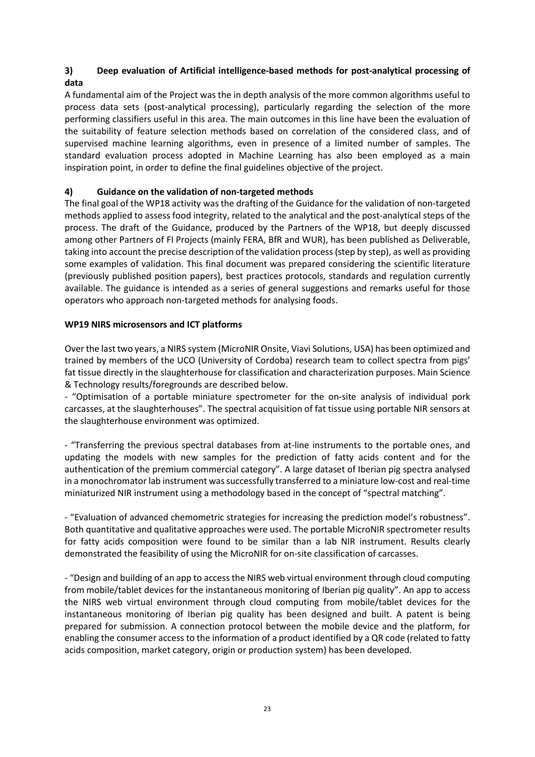### 3) Deep evaluation of Artificial intelligence-based methods for post-analytical processing of data

A fundamental aim of the Project was the in depth analysis of the more common algorithms useful to process data sets (post-analytical processing), particularly regarding the selection of the more performing classifiers useful in this area. The main outcomes in this line have been the evaluation of the suitability of feature selection methods based on correlation of the considered class, and of supervised machine learning algorithms, even in presence of a limited number of samples. The standard evaluation process adopted in Machine Learning has also been employed as a main inspiration point, in order to define the final guidelines objective of the project.

### 4) Guidance on the validation of non-targeted methods

The final goal of the WP18 activity was the drafting of the Guidance for the validation of non-targeted methods applied to assess food integrity, related to the analytical and the post-analytical steps of the process. The draft of the Guidance, produced by the Partners of the WP18, but deeply discussed among other Partners of FI Projects (mainly FERA, BfR and WUR), has been published as Deliverable, taking into account the precise description of the validation process (step by step), as well as providing some examples of validation. This final document was prepared considering the scientific literature (previously published position papers), best practices protocols, standards and regulation currently available. The guidance is intended as a series of general suggestions and remarks useful for those operators who approach non-targeted methods for analysing foods.

### WP19 NIRS microsensors and ICT platforms

Over the last two years, a NIRS system (MicroNIR Onsite, Viavi Solutions, USA) has been optimized and trained by members of the UCO (University of Cordoba) research team to collect spectra from pigs' fat tissue directly in the slaughterhouse for classification and characterization purposes. Main Science & Technology results/foregrounds are described below.

- "Optimisation of a portable miniature spectrometer for the on-site analysis of individual pork carcasses, at the slaughterhouses". The spectral acquisition of fat tissue using portable NIR sensors at the slaughterhouse environment was optimized.

- "Transferring the previous spectral databases from at-line instruments to the portable ones, and updating the models with new samples for the prediction of fatty acids content and for the authentication of the premium commercial category". A large dataset of Iberian pig spectra analysed in a monochromator lab instrument was successfully transferred to a miniature low-cost and real-time miniaturized NIR instrument using a methodology based in the concept of "spectral matching".

- "Evaluation of advanced chemometric strategies for increasing the prediction model's robustness". Both quantitative and qualitative approaches were used. The portable MicroNIR spectrometer results for fatty acids composition were found to be similar than a lab NIR instrument. Results clearly demonstrated the feasibility of using the MicroNIR for on-site classification of carcasses.

- "Design and building of an app to access the NIRS web virtual environment through cloud computing from mobile/tablet devices for the instantaneous monitoring of Iberian pig quality". An app to access the NIRS web virtual environment through cloud computing from mobile/tablet devices for the instantaneous monitoring of Iberian pig quality has been designed and built. A patent is being prepared for submission. A connection protocol between the mobile device and the platform, for enabling the consumer access to the information of a product identified by a QR code (related to fatty acids composition, market category, origin or production system) has been developed.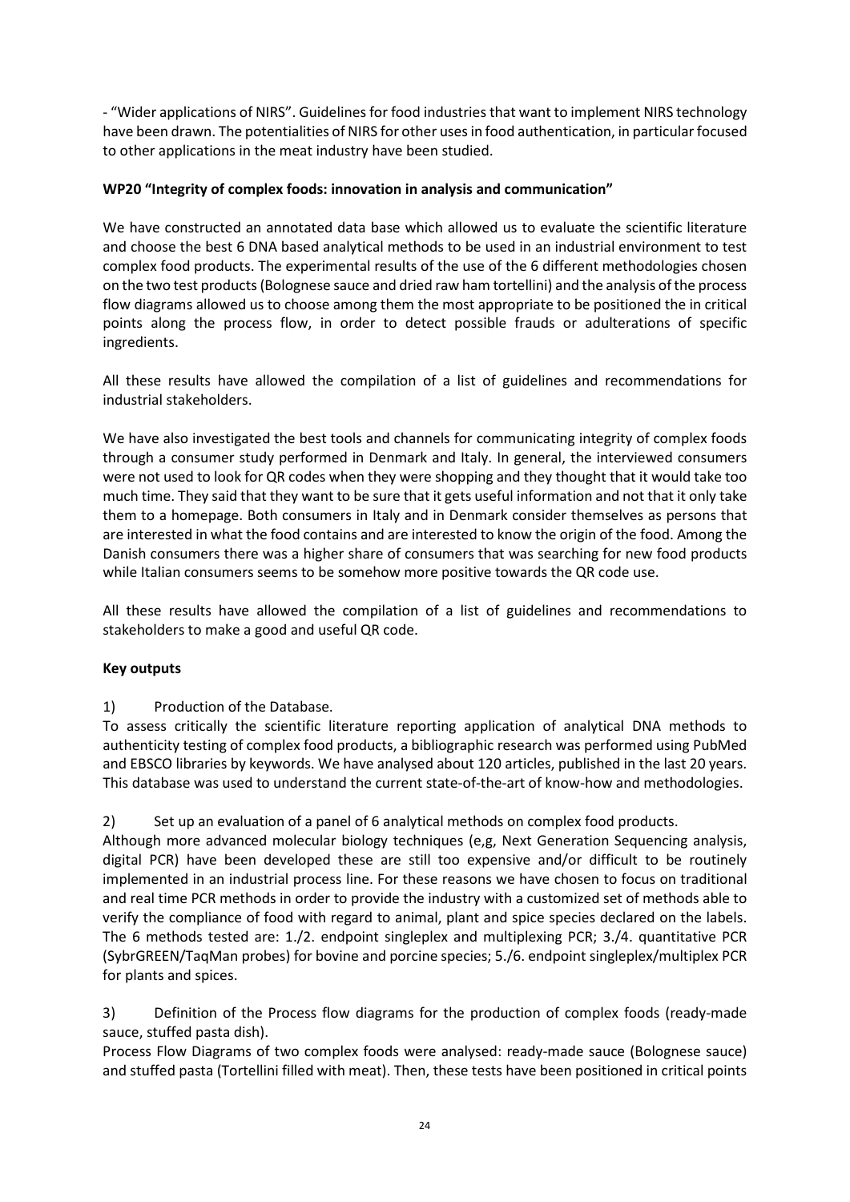- "Wider applications of NIRS". Guidelines for food industries that want to implement NIRS technology have been drawn. The potentialities of NIRS for other uses in food authentication, in particular focused to other applications in the meat industry have been studied.

**WP20 "Integrity of complex foods: innovation in analysis and communication"**

We have constructed an annotated data base which allowed us to evaluate the scientific literature and choose the best 6 DNA based analytical methods to be used in an industrial environment to test complex food products. The experimental results of the use of the 6 different methodologies chosen on the two test products (Bolognese sauce and dried raw ham tortellini) and the analysis of the process flow diagrams allowed us to choose among them the most appropriate to be positioned the in critical points along the process flow, in order to detect possible frauds or adulterations of specific ingredients.

All these results have allowed the compilation of a list of guidelines and recommendations for industrial stakeholders.

We have also investigated the best tools and channels for communicating integrity of complex foods through a consumer study performed in Denmark and Italy. In general, the interviewed consumers were not used to look for QR codes when they were shopping and they thought that it would take too much time. They said that they want to be sure that it gets useful information and not that it only take them to a homepage. Both consumers in Italy and in Denmark consider themselves as persons that are interested in what the food contains and are interested to know the origin of the food. Among the Danish consumers there was a higher share of consumers that was searching for new food products while Italian consumers seems to be somehow more positive towards the QR code use.

All these results have allowed the compilation of a list of guidelines and recommendations to stakeholders to make a good and useful QR code.

**Key outputs**

1) Production of the Database.
To assess critically the scientific literature reporting application of analytical DNA methods to authenticity testing of complex food products, a bibliographic research was performed using PubMed and EBSCO libraries by keywords. We have analysed about 120 articles, published in the last 20 years. This database was used to understand the current state-of-the-art of know-how and methodologies.

2) Set up an evaluation of a panel of 6 analytical methods on complex food products.
Although more advanced molecular biology techniques (e,g, Next Generation Sequencing analysis, digital PCR) have been developed these are still too expensive and/or difficult to be routinely implemented in an industrial process line. For these reasons we have chosen to focus on traditional and real time PCR methods in order to provide the industry with a customized set of methods able to verify the compliance of food with regard to animal, plant and spice species declared on the labels. The 6 methods tested are: 1./2. endpoint singleplex and multiplexing PCR; 3./4. quantitative PCR (SybrGREEN/TaqMan probes) for bovine and porcine species; 5./6. endpoint singleplex/multiplex PCR for plants and spices.

3) Definition of the Process flow diagrams for the production of complex foods (ready-made sauce, stuffed pasta dish).
Process Flow Diagrams of two complex foods were analysed: ready-made sauce (Bolognese sauce) and stuffed pasta (Tortellini filled with meat). Then, these tests have been positioned in critical points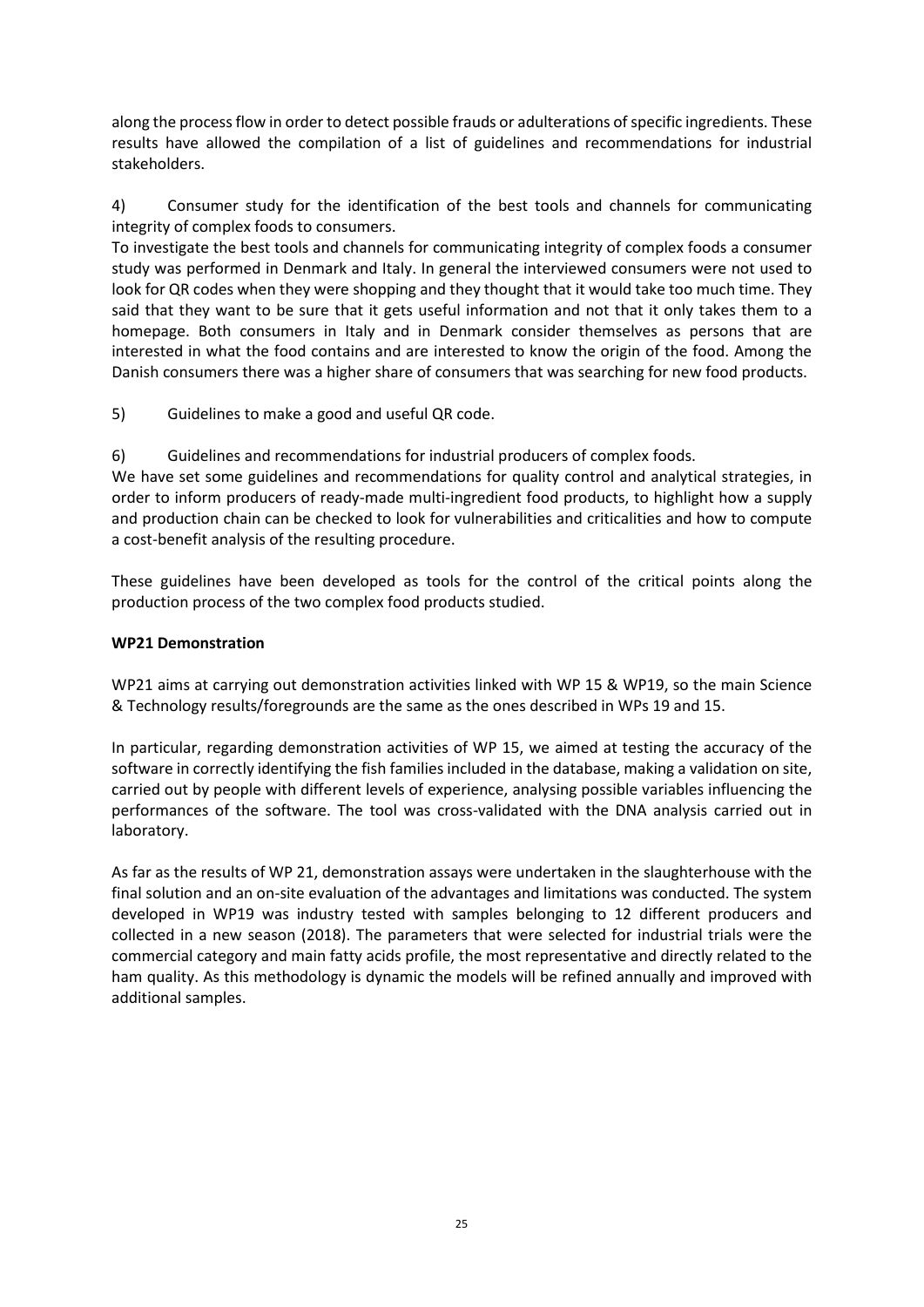along the process flow in order to detect possible frauds or adulterations of specific ingredients. These results have allowed the compilation of a list of guidelines and recommendations for industrial stakeholders.

4) Consumer study for the identification of the best tools and channels for communicating integrity of complex foods to consumers.

To investigate the best tools and channels for communicating integrity of complex foods a consumer study was performed in Denmark and Italy. In general the interviewed consumers were not used to look for QR codes when they were shopping and they thought that it would take too much time. They said that they want to be sure that it gets useful information and not that it only takes them to a homepage. Both consumers in Italy and in Denmark consider themselves as persons that are interested in what the food contains and are interested to know the origin of the food. Among the Danish consumers there was a higher share of consumers that was searching for new food products.

5) Guidelines to make a good and useful QR code.

6) Guidelines and recommendations for industrial producers of complex foods.

We have set some guidelines and recommendations for quality control and analytical strategies, in order to inform producers of ready-made multi-ingredient food products, to highlight how a supply and production chain can be checked to look for vulnerabilities and criticalities and how to compute a cost-benefit analysis of the resulting procedure.

These guidelines have been developed as tools for the control of the critical points along the production process of the two complex food products studied.

**WP21 Demonstration**

WP21 aims at carrying out demonstration activities linked with WP 15 & WP19, so the main Science & Technology results/foregrounds are the same as the ones described in WPs 19 and 15.

In particular, regarding demonstration activities of WP 15, we aimed at testing the accuracy of the software in correctly identifying the fish families included in the database, making a validation on site, carried out by people with different levels of experience, analysing possible variables influencing the performances of the software. The tool was cross-validated with the DNA analysis carried out in laboratory.

As far as the results of WP 21, demonstration assays were undertaken in the slaughterhouse with the final solution and an on-site evaluation of the advantages and limitations was conducted. The system developed in WP19 was industry tested with samples belonging to 12 different producers and collected in a new season (2018). The parameters that were selected for industrial trials were the commercial category and main fatty acids profile, the most representative and directly related to the ham quality. As this methodology is dynamic the models will be refined annually and improved with additional samples.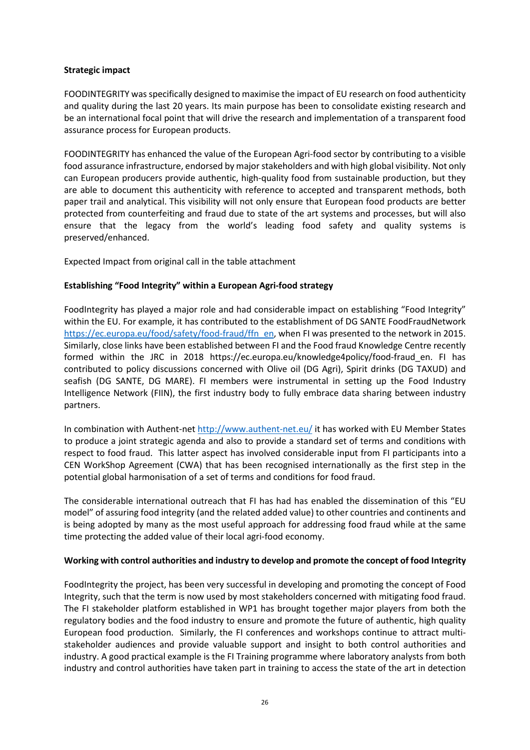**Strategic impact**

FOODINTEGRITY was specifically designed to maximise the impact of EU research on food authenticity and quality during the last 20 years. Its main purpose has been to consolidate existing research and be an international focal point that will drive the research and implementation of a transparent food assurance process for European products.

FOODINTEGRITY has enhanced the value of the European Agri-food sector by contributing to a visible food assurance infrastructure, endorsed by major stakeholders and with high global visibility. Not only can European producers provide authentic, high-quality food from sustainable production, but they are able to document this authenticity with reference to accepted and transparent methods, both paper trail and analytical. This visibility will not only ensure that European food products are better protected from counterfeiting and fraud due to state of the art systems and processes, but will also ensure that the legacy from the world's leading food safety and quality systems is preserved/enhanced.

Expected Impact from original call in the table attachment

**Establishing "Food Integrity" within a European Agri-food strategy**

FoodIntegrity has played a major role and had considerable impact on establishing "Food Integrity" within the EU. For example, it has contributed to the establishment of DG SANTE FoodFraudNetwork https://ec.europa.eu/food/safety/food-fraud/ffn_en, when FI was presented to the network in 2015. Similarly, close links have been established between FI and the Food fraud Knowledge Centre recently formed within the JRC in 2018 https://ec.europa.eu/knowledge4policy/food-fraud_en. FI has contributed to policy discussions concerned with Olive oil (DG Agri), Spirit drinks (DG TAXUD) and seafish (DG SANTE, DG MARE). FI members were instrumental in setting up the Food Industry Intelligence Network (FIIN), the first industry body to fully embrace data sharing between industry partners.

In combination with Authent-net http://www.authent-net.eu/ it has worked with EU Member States to produce a joint strategic agenda and also to provide a standard set of terms and conditions with respect to food fraud. This latter aspect has involved considerable input from FI participants into a CEN WorkShop Agreement (CWA) that has been recognised internationally as the first step in the potential global harmonisation of a set of terms and conditions for food fraud.

The considerable international outreach that FI has had has enabled the dissemination of this "EU model" of assuring food integrity (and the related added value) to other countries and continents and is being adopted by many as the most useful approach for addressing food fraud while at the same time protecting the added value of their local agri-food economy.

**Working with control authorities and industry to develop and promote the concept of food Integrity**

FoodIntegrity the project, has been very successful in developing and promoting the concept of Food Integrity, such that the term is now used by most stakeholders concerned with mitigating food fraud. The FI stakeholder platform established in WP1 has brought together major players from both the regulatory bodies and the food industry to ensure and promote the future of authentic, high quality European food production. Similarly, the FI conferences and workshops continue to attract multi-stakeholder audiences and provide valuable support and insight to both control authorities and industry. A good practical example is the FI Training programme where laboratory analysts from both industry and control authorities have taken part in training to access the state of the art in detection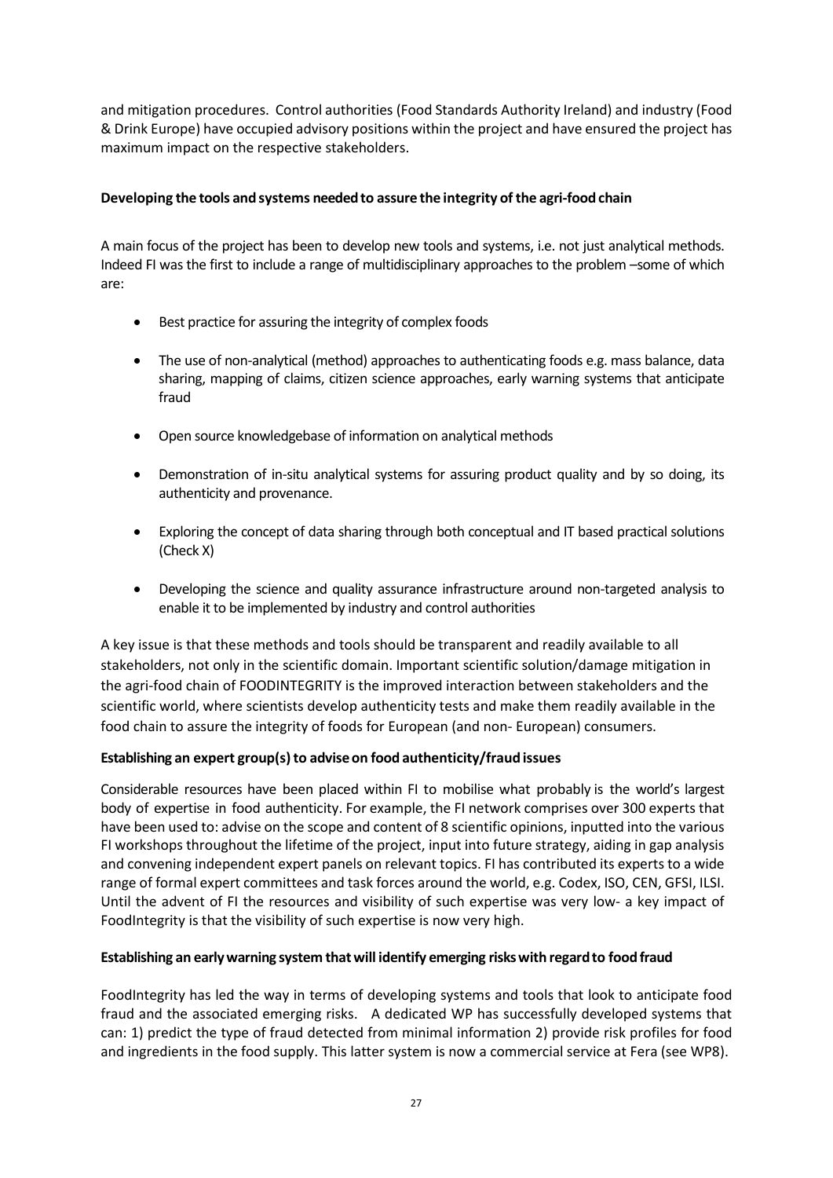and mitigation procedures. Control authorities (Food Standards Authority Ireland) and industry (Food & Drink Europe) have occupied advisory positions within the project and have ensured the project has maximum impact on the respective stakeholders.

**Developing the tools and systems needed to assure the integrity of the agri-food chain**

A main focus of the project has been to develop new tools and systems, i.e. not just analytical methods. Indeed FI was the first to include a range of multidisciplinary approaches to the problem –some of which are:

- Best practice for assuring the integrity of complex foods
- The use of non-analytical (method) approaches to authenticating foods e.g. mass balance, data sharing, mapping of claims, citizen science approaches, early warning systems that anticipate fraud
- Open source knowledgebase of information on analytical methods
- Demonstration of in-situ analytical systems for assuring product quality and by so doing, its authenticity and provenance.
- Exploring the concept of data sharing through both conceptual and IT based practical solutions (Check X)
- Developing the science and quality assurance infrastructure around non-targeted analysis to enable it to be implemented by industry and control authorities

A key issue is that these methods and tools should be transparent and readily available to all stakeholders, not only in the scientific domain. Important scientific solution/damage mitigation in the agri-food chain of FOODINTEGRITY is the improved interaction between stakeholders and the scientific world, where scientists develop authenticity tests and make them readily available in the food chain to assure the integrity of foods for European (and non- European) consumers.

**Establishing an expert group(s) to advise on food authenticity/fraud issues**

Considerable resources have been placed within FI to mobilise what probably is the world's largest body of expertise in food authenticity. For example, the FI network comprises over 300 experts that have been used to: advise on the scope and content of 8 scientific opinions, inputted into the various FI workshops throughout the lifetime of the project, input into future strategy, aiding in gap analysis and convening independent expert panels on relevant topics. FI has contributed its experts to a wide range of formal expert committees and task forces around the world, e.g. Codex, ISO, CEN, GFSI, ILSI. Until the advent of FI the resources and visibility of such expertise was very low- a key impact of FoodIntegrity is that the visibility of such expertise is now very high.

**Establishing an early warning system that will identify emerging risks with regard to food fraud**

FoodIntegrity has led the way in terms of developing systems and tools that look to anticipate food fraud and the associated emerging risks. A dedicated WP has successfully developed systems that can: 1) predict the type of fraud detected from minimal information 2) provide risk profiles for food and ingredients in the food supply. This latter system is now a commercial service at Fera (see WP8).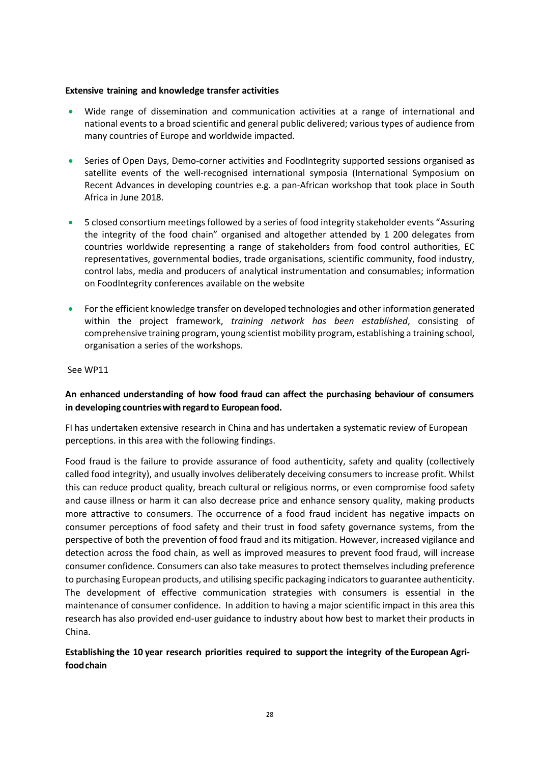**Extensive training and knowledge transfer activities**

- Wide range of dissemination and communication activities at a range of international and national events to a broad scientific and general public delivered; various types of audience from many countries of Europe and worldwide impacted.
- Series of Open Days, Demo-corner activities and FoodIntegrity supported sessions organised as satellite events of the well-recognised international symposia (International Symposium on Recent Advances in developing countries e.g. a pan-African workshop that took place in South Africa in June 2018.
- 5 closed consortium meetings followed by a series of food integrity stakeholder events "Assuring the integrity of the food chain" organised and altogether attended by 1 200 delegates from countries worldwide representing a range of stakeholders from food control authorities, EC representatives, governmental bodies, trade organisations, scientific community, food industry, control labs, media and producers of analytical instrumentation and consumables; information on FoodIntegrity conferences available on the website
- For the efficient knowledge transfer on developed technologies and other information generated within the project framework, *training network has been established*, consisting of comprehensive training program, young scientist mobility program, establishing a training school, organisation a series of the workshops.

See WP11

**An enhanced understanding of how food fraud can affect the purchasing behaviour of consumers in developing countries with regard to European food.**

FI has undertaken extensive research in China and has undertaken a systematic review of European perceptions. in this area with the following findings.

Food fraud is the failure to provide assurance of food authenticity, safety and quality (collectively called food integrity), and usually involves deliberately deceiving consumers to increase profit. Whilst this can reduce product quality, breach cultural or religious norms, or even compromise food safety and cause illness or harm it can also decrease price and enhance sensory quality, making products more attractive to consumers. The occurrence of a food fraud incident has negative impacts on consumer perceptions of food safety and their trust in food safety governance systems, from the perspective of both the prevention of food fraud and its mitigation. However, increased vigilance and detection across the food chain, as well as improved measures to prevent food fraud, will increase consumer confidence. Consumers can also take measures to protect themselves including preference to purchasing European products, and utilising specific packaging indicators to guarantee authenticity. The development of effective communication strategies with consumers is essential in the maintenance of consumer confidence. In addition to having a major scientific impact in this area this research has also provided end-user guidance to industry about how best to market their products in China.

**Establishing the 10 year research priorities required to support the integrity of the European Agri-food chain**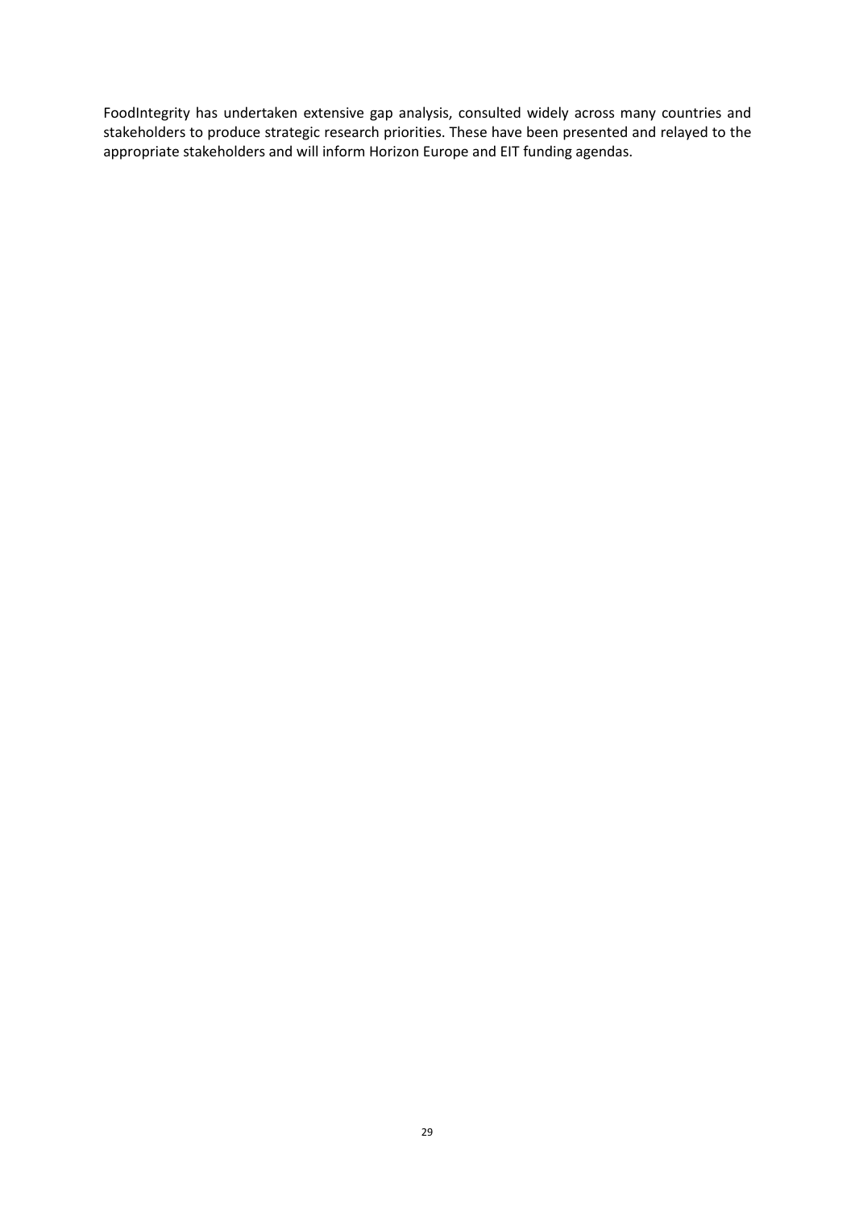FoodIntegrity has undertaken extensive gap analysis, consulted widely across many countries and stakeholders to produce strategic research priorities. These have been presented and relayed to the appropriate stakeholders and will inform Horizon Europe and EIT funding agendas.